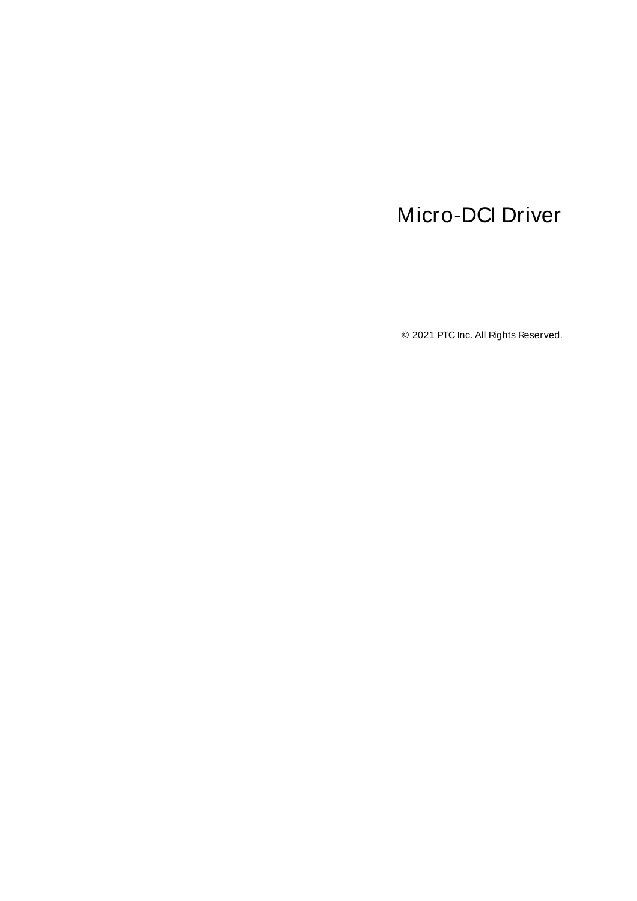# Micro-DCI Driver

© 2021 PTC Inc. All Rights Reserved.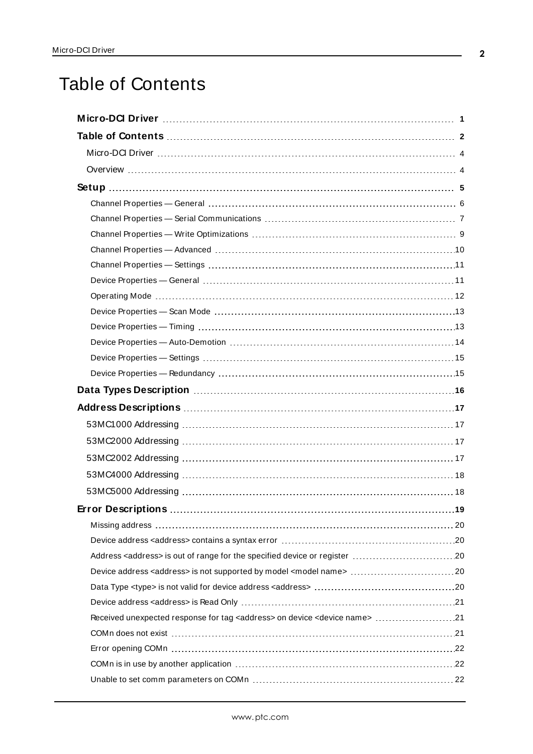# Table of Contents

**Micro-DCI Driver** 1

**Table of Contents** 2

- Micro-DCI Driver 4
- Overview 4

**Setup** 5

- Channel Properties — General 6
- Channel Properties — Serial Communications 7
- Channel Properties — Write Optimizations 9
- Channel Properties — Advanced 10
- Channel Properties — Settings 11
- Device Properties — General 11
- Operating Mode 12
- Device Properties — Scan Mode 13
- Device Properties — Timing 13
- Device Properties — Auto-Demotion 14
- Device Properties — Settings 15
- Device Properties — Redundancy 15

**Data Types Description** 16

**Address Descriptions** 17

- 53MC1000 Addressing 17
- 53MC2000 Addressing 17
- 53MC2002 Addressing 17
- 53MC4000 Addressing 18
- 53MC5000 Addressing 18

**Error Descriptions** 19

- Missing address 20
- Device address <address> contains a syntax error 20
- Address <address> is out of range for the specified device or register 20
- Device address <address> is not supported by model <model name> 20
- Data Type <type> is not valid for device address <address> 20
- Device address <address> is Read Only 21
- Received unexpected response for tag <address> on device <device name> 21
- COMn does not exist 21
- Error opening COMn 22
- COMn is in use by another application 22
- Unable to set comm parameters on COMn 22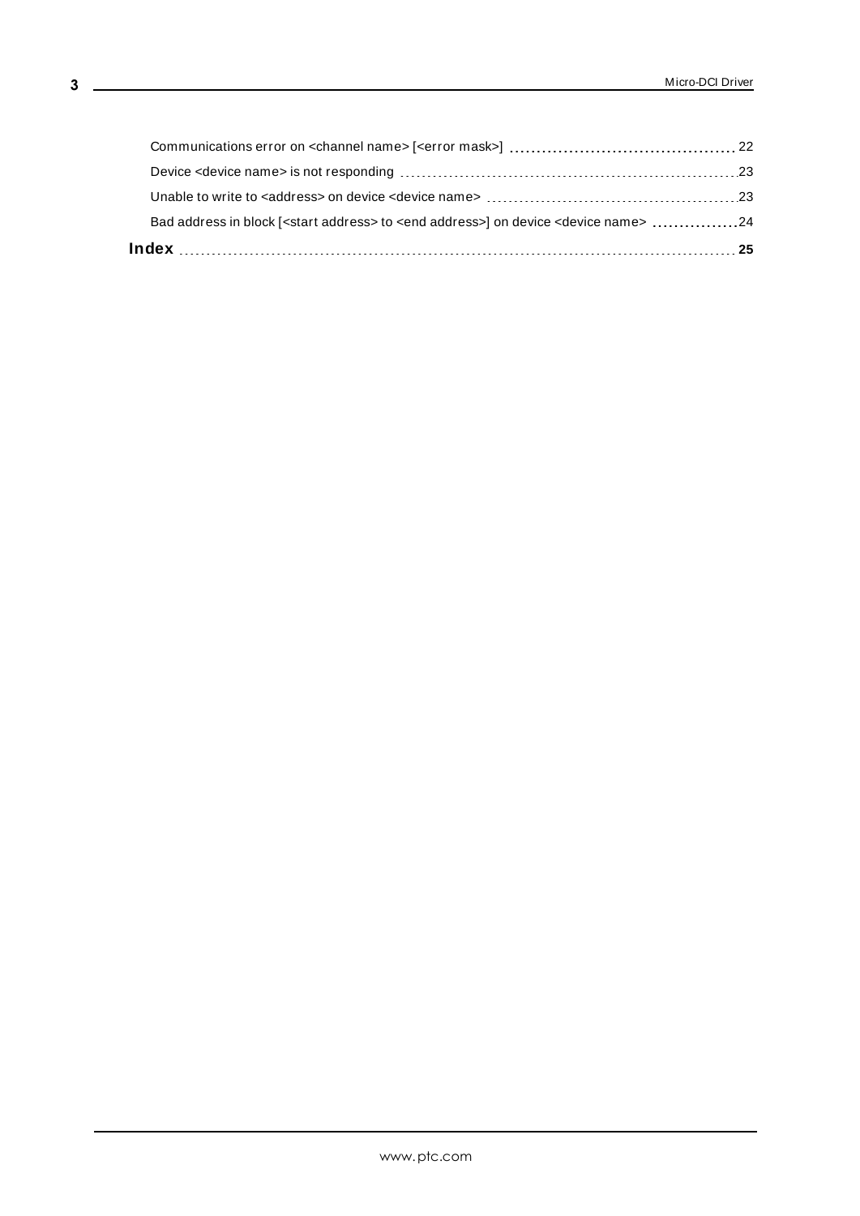Communications error on <channel name> [<error mask>] ........................................ 22
Device <device name> is not responding ........................................ 23
Unable to write to <address> on device <device name> ........................................ 23
Bad address in block [<start address> to <end address>] on device <device name> ........................................ 24

**Index** ........................................ **25**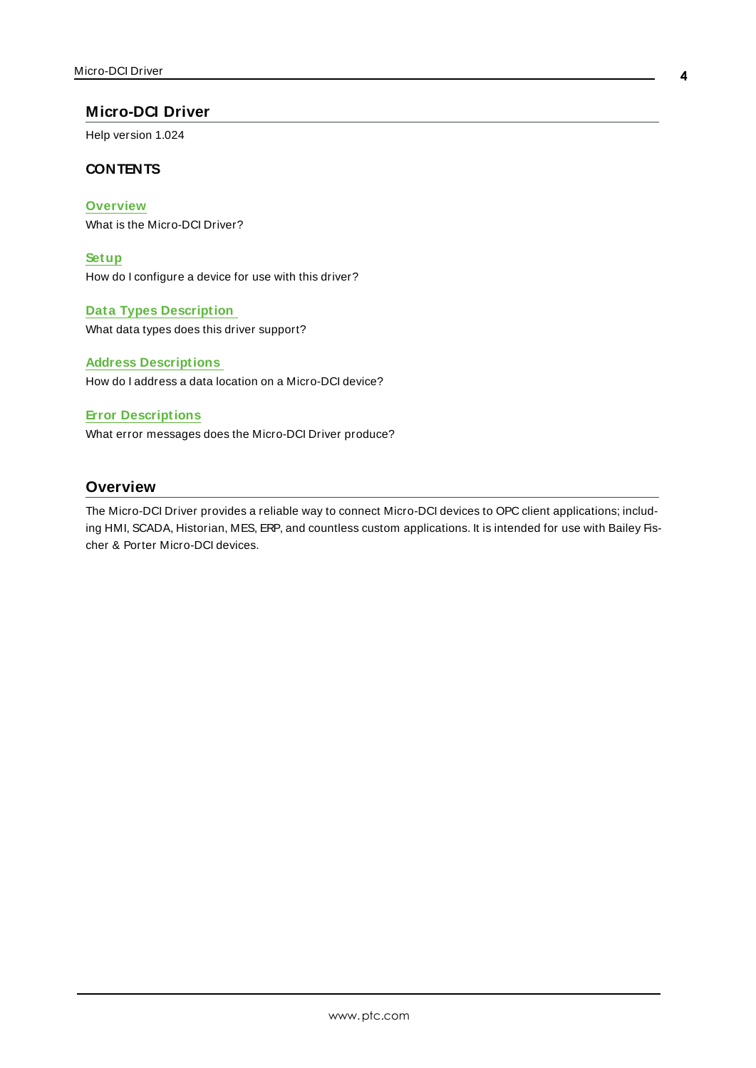# Micro-DCI Driver

Help version 1.024

## CONTENTS

**Overview**
What is the Micro-DCI Driver?

**Setup**
How do I configure a device for use with this driver?

**Data Types Description**
What data types does this driver support?

**Address Descriptions**
How do I address a data location on a Micro-DCI device?

**Error Descriptions**
What error messages does the Micro-DCI Driver produce?

# Overview

The Micro-DCI Driver provides a reliable way to connect Micro-DCI devices to OPC client applications; including HMI, SCADA, Historian, MES, ERP, and countless custom applications. It is intended for use with Bailey Fischer & Porter Micro-DCI devices.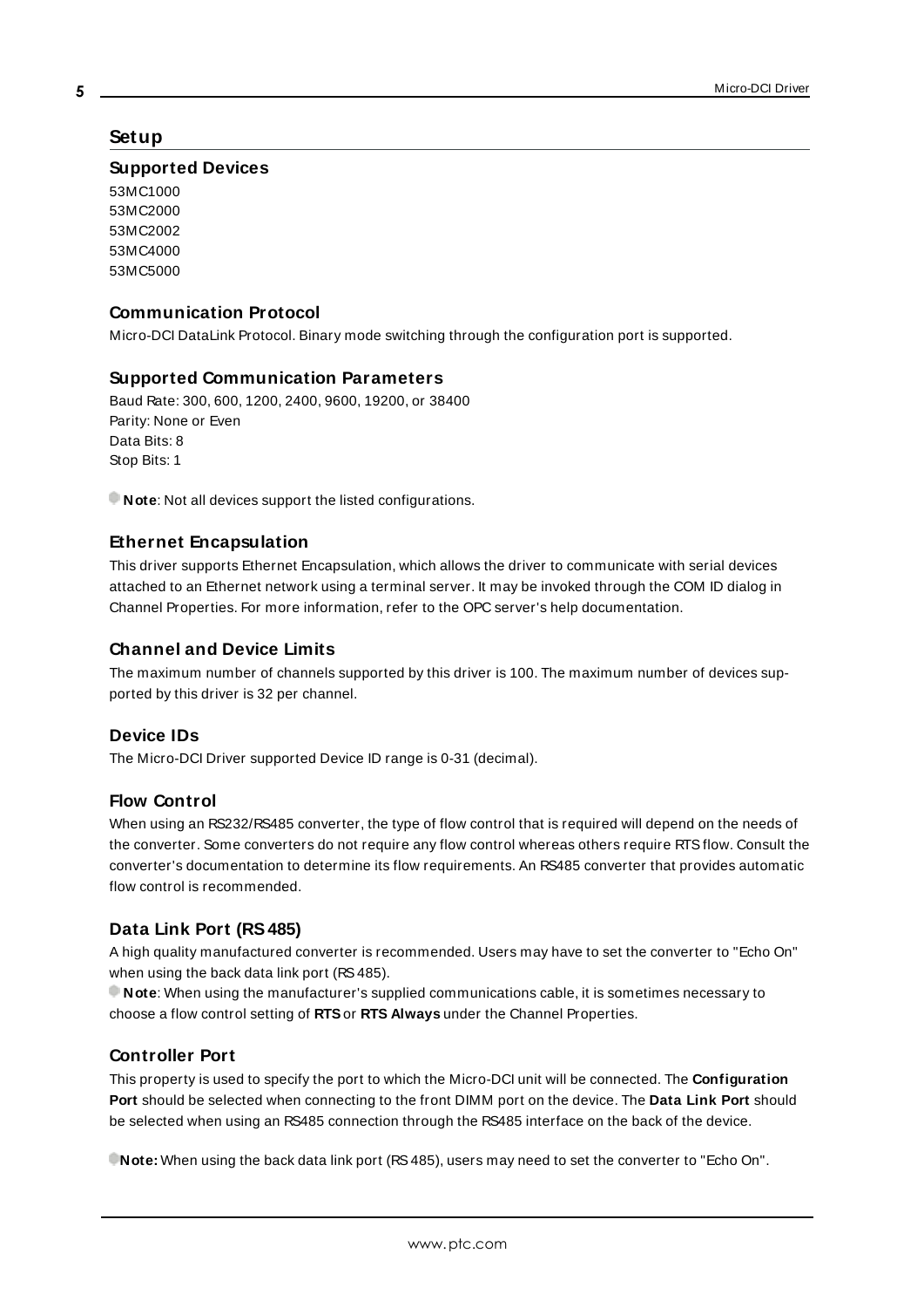# Setup

## Supported Devices

53MC1000
53MC2000
53MC2002
53MC4000
53MC5000

## Communication Protocol

Micro-DCI DataLink Protocol. Binary mode switching through the configuration port is supported.

## Supported Communication Parameters

Baud Rate: 300, 600, 1200, 2400, 9600, 19200, or 38400
Parity: None or Even
Data Bits: 8
Stop Bits: 1

**Note**: Not all devices support the listed configurations.

## Ethernet Encapsulation

This driver supports Ethernet Encapsulation, which allows the driver to communicate with serial devices attached to an Ethernet network using a terminal server. It may be invoked through the COM ID dialog in Channel Properties. For more information, refer to the OPC server's help documentation.

## Channel and Device Limits

The maximum number of channels supported by this driver is 100. The maximum number of devices supported by this driver is 32 per channel.

## Device IDs

The Micro-DCI Driver supported Device ID range is 0-31 (decimal).

## Flow Control

When using an RS232/RS485 converter, the type of flow control that is required will depend on the needs of the converter. Some converters do not require any flow control whereas others require RTS flow. Consult the converter's documentation to determine its flow requirements. An RS485 converter that provides automatic flow control is recommended.

## Data Link Port (RS 485)

A high quality manufactured converter is recommended. Users may have to set the converter to "Echo On" when using the back data link port (RS 485).

**Note**: When using the manufacturer's supplied communications cable, it is sometimes necessary to choose a flow control setting of **RTS** or **RTS Always** under the Channel Properties.

## Controller Port

This property is used to specify the port to which the Micro-DCI unit will be connected. The **Configuration Port** should be selected when connecting to the front DIMM port on the device. The **Data Link Port** should be selected when using an RS485 connection through the RS485 interface on the back of the device.

**Note:** When using the back data link port (RS 485), users may need to set the converter to "Echo On".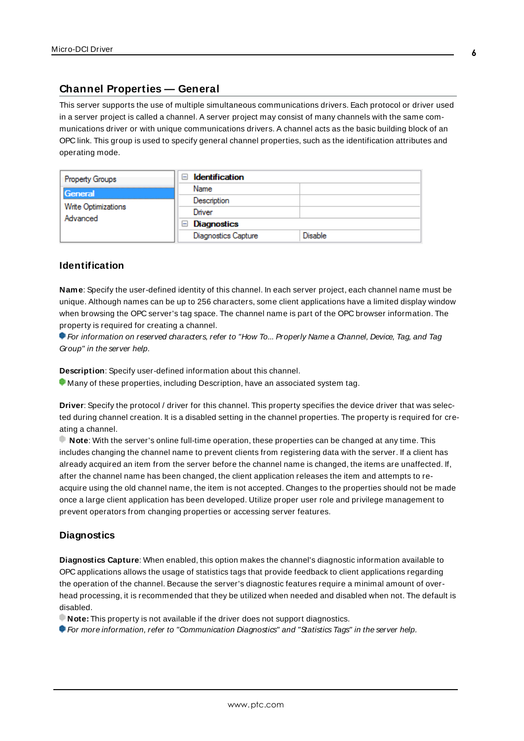## Channel Properties — General

This server supports the use of multiple simultaneous communications drivers. Each protocol or driver used in a server project is called a channel. A server project may consist of many channels with the same communications driver or with unique communications drivers. A channel acts as the basic building block of an OPC link. This group is used to specify general channel properties, such as the identification attributes and operating mode.

| Property Groups | Identification | |
|---|---|---|
| General | Name | |
| Write Optimizations | Description | |
| Advanced | Driver | |
| | **Diagnostics** | |
| | Diagnostics Capture | Disable |

### Identification

**Name**: Specify the user-defined identity of this channel. In each server project, each channel name must be unique. Although names can be up to 256 characters, some client applications have a limited display window when browsing the OPC server's tag space. The channel name is part of the OPC browser information. The property is required for creating a channel.

*For information on reserved characters, refer to "How To... Properly Name a Channel, Device, Tag, and Tag Group" in the server help.*

**Description**: Specify user-defined information about this channel.

Many of these properties, including Description, have an associated system tag.

**Driver**: Specify the protocol / driver for this channel. This property specifies the device driver that was selected during channel creation. It is a disabled setting in the channel properties. The property is required for creating a channel.

**Note**: With the server's online full-time operation, these properties can be changed at any time. This includes changing the channel name to prevent clients from registering data with the server. If a client has already acquired an item from the server before the channel name is changed, the items are unaffected. If, after the channel name has been changed, the client application releases the item and attempts to re-acquire using the old channel name, the item is not accepted. Changes to the properties should not be made once a large client application has been developed. Utilize proper user role and privilege management to prevent operators from changing properties or accessing server features.

### Diagnostics

**Diagnostics Capture**: When enabled, this option makes the channel's diagnostic information available to OPC applications allows the usage of statistics tags that provide feedback to client applications regarding the operation of the channel. Because the server's diagnostic features require a minimal amount of overhead processing, it is recommended that they be utilized when needed and disabled when not. The default is disabled.

**Note:** This property is not available if the driver does not support diagnostics.

*For more information, refer to "Communication Diagnostics" and "Statistics Tags" in the server help.*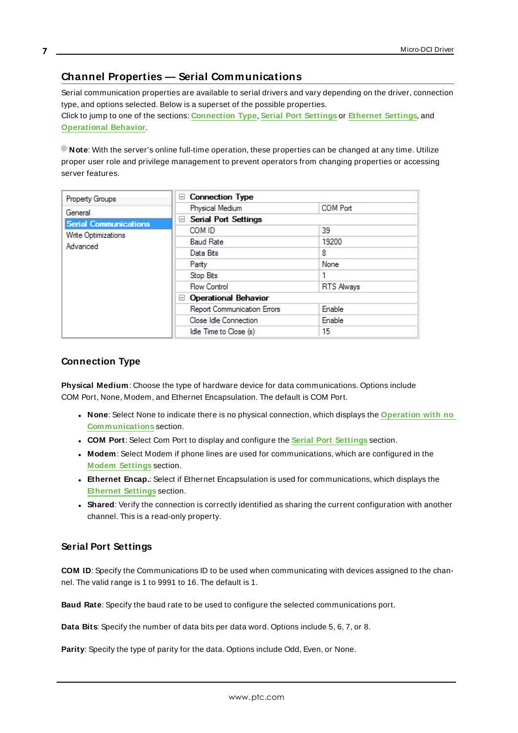## Channel Properties — Serial Communications

Serial communication properties are available to serial drivers and vary depending on the driver, connection type, and options selected. Below is a superset of the possible properties.
Click to jump to one of the sections: Connection Type, Serial Port Settings or Ethernet Settings, and Operational Behavior.

**Note**: With the server's online full-time operation, these properties can be changed at any time. Utilize proper user role and privilege management to prevent operators from changing properties or accessing server features.

| Property Groups | Property | Value |
|---|---|---|
| General | **Connection Type** | |
| **Serial Communications** | Physical Medium | COM Port |
| Write Optimizations | **Serial Port Settings** | |
| Advanced | COM ID | 39 |
| | Baud Rate | 19200 |
| | Data Bits | 8 |
| | Parity | None |
| | Stop Bits | 1 |
| | Flow Control | RTS Always |
| | **Operational Behavior** | |
| | Report Communication Errors | Enable |
| | Close Idle Connection | Enable |
| | Idle Time to Close (s) | 15 |

### Connection Type

**Physical Medium**: Choose the type of hardware device for data communications. Options include COM Port, None, Modem, and Ethernet Encapsulation. The default is COM Port.

- **None**: Select None to indicate there is no physical connection, which displays the Operation with no Communications section.
- **COM Port**: Select Com Port to display and configure the Serial Port Settings section.
- **Modem**: Select Modem if phone lines are used for communications, which are configured in the Modem Settings section.
- **Ethernet Encap.**: Select if Ethernet Encapsulation is used for communications, which displays the Ethernet Settings section.
- **Shared**: Verify the connection is correctly identified as sharing the current configuration with another channel. This is a read-only property.

### Serial Port Settings

**COM ID**: Specify the Communications ID to be used when communicating with devices assigned to the channel. The valid range is 1 to 9991 to 16. The default is 1.

**Baud Rate**: Specify the baud rate to be used to configure the selected communications port.

**Data Bits**: Specify the number of data bits per data word. Options include 5, 6, 7, or 8.

**Parity**: Specify the type of parity for the data. Options include Odd, Even, or None.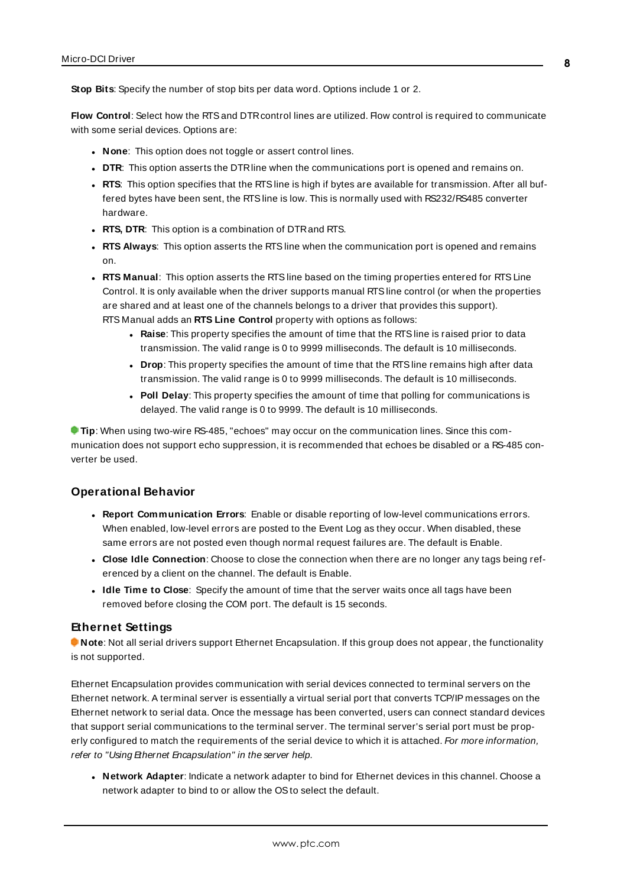**Stop Bits**: Specify the number of stop bits per data word. Options include 1 or 2.

**Flow Control**: Select how the RTS and DTR control lines are utilized. Flow control is required to communicate with some serial devices. Options are:

- **None**: This option does not toggle or assert control lines.
- **DTR**: This option asserts the DTR line when the communications port is opened and remains on.
- **RTS**: This option specifies that the RTS line is high if bytes are available for transmission. After all buffered bytes have been sent, the RTS line is low. This is normally used with RS232/RS485 converter hardware.
- **RTS, DTR**: This option is a combination of DTR and RTS.
- **RTS Always**: This option asserts the RTS line when the communication port is opened and remains on.
- **RTS Manual**: This option asserts the RTS line based on the timing properties entered for RTS Line Control. It is only available when the driver supports manual RTS line control (or when the properties are shared and at least one of the channels belongs to a driver that provides this support). RTS Manual adds an **RTS Line Control** property with options as follows:
    - **Raise**: This property specifies the amount of time that the RTS line is raised prior to data transmission. The valid range is 0 to 9999 milliseconds. The default is 10 milliseconds.
    - **Drop**: This property specifies the amount of time that the RTS line remains high after data transmission. The valid range is 0 to 9999 milliseconds. The default is 10 milliseconds.
    - **Poll Delay**: This property specifies the amount of time that polling for communications is delayed. The valid range is 0 to 9999. The default is 10 milliseconds.

**Tip**: When using two-wire RS-485, "echoes" may occur on the communication lines. Since this communication does not support echo suppression, it is recommended that echoes be disabled or a RS-485 converter be used.

## Operational Behavior

- **Report Communication Errors**: Enable or disable reporting of low-level communications errors. When enabled, low-level errors are posted to the Event Log as they occur. When disabled, these same errors are not posted even though normal request failures are. The default is Enable.
- **Close Idle Connection**: Choose to close the connection when there are no longer any tags being referenced by a client on the channel. The default is Enable.
- **Idle Time to Close**: Specify the amount of time that the server waits once all tags have been removed before closing the COM port. The default is 15 seconds.

## Ethernet Settings

**Note**: Not all serial drivers support Ethernet Encapsulation. If this group does not appear, the functionality is not supported.

Ethernet Encapsulation provides communication with serial devices connected to terminal servers on the Ethernet network. A terminal server is essentially a virtual serial port that converts TCP/IP messages on the Ethernet network to serial data. Once the message has been converted, users can connect standard devices that support serial communications to the terminal server. The terminal server's serial port must be properly configured to match the requirements of the serial device to which it is attached. *For more information, refer to "Using Ethernet Encapsulation" in the server help.*

- **Network Adapter**: Indicate a network adapter to bind for Ethernet devices in this channel. Choose a network adapter to bind to or allow the OS to select the default.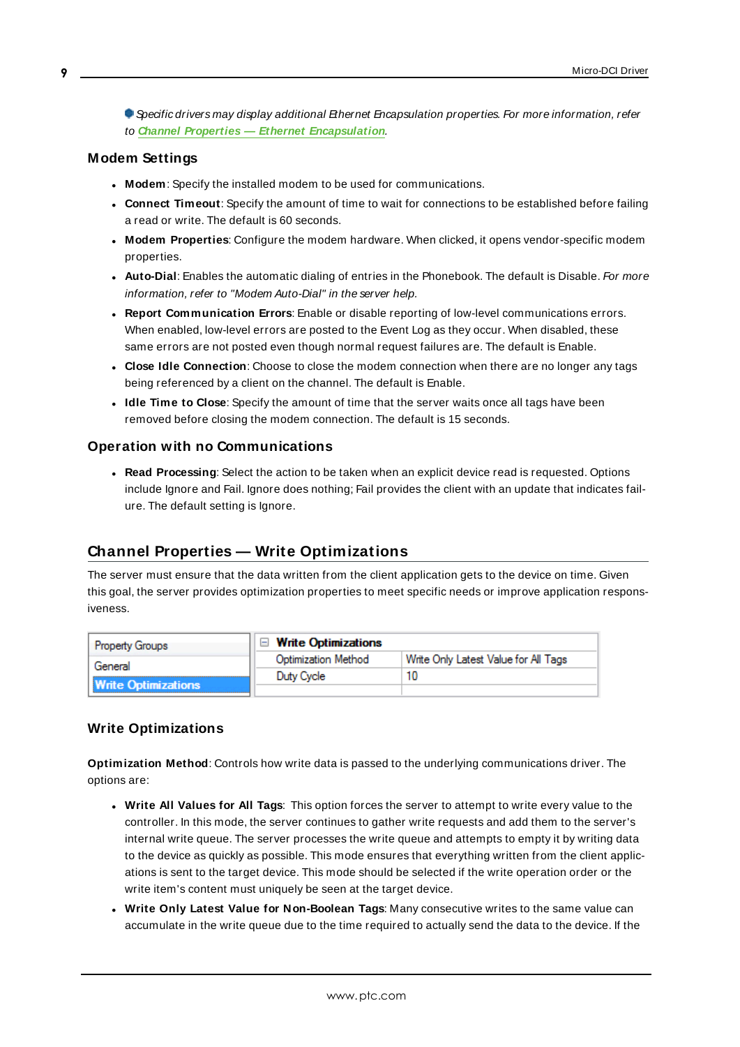*Specific drivers may display additional Ethernet Encapsulation properties. For more information, refer to* ***Channel Properties — Ethernet Encapsulation****.*

### Modem Settings

- **Modem**: Specify the installed modem to be used for communications.
- **Connect Timeout**: Specify the amount of time to wait for connections to be established before failing a read or write. The default is 60 seconds.
- **Modem Properties**: Configure the modem hardware. When clicked, it opens vendor-specific modem properties.
- **Auto-Dial**: Enables the automatic dialing of entries in the Phonebook. The default is Disable. *For more information, refer to "Modem Auto-Dial" in the server help.*
- **Report Communication Errors**: Enable or disable reporting of low-level communications errors. When enabled, low-level errors are posted to the Event Log as they occur. When disabled, these same errors are not posted even though normal request failures are. The default is Enable.
- **Close Idle Connection**: Choose to close the modem connection when there are no longer any tags being referenced by a client on the channel. The default is Enable.
- **Idle Time to Close**: Specify the amount of time that the server waits once all tags have been removed before closing the modem connection. The default is 15 seconds.

### Operation with no Communications

- **Read Processing**: Select the action to be taken when an explicit device read is requested. Options include Ignore and Fail. Ignore does nothing; Fail provides the client with an update that indicates failure. The default setting is Ignore.

## Channel Properties — Write Optimizations

The server must ensure that the data written from the client application gets to the device on time. Given this goal, the server provides optimization properties to meet specific needs or improve application responsiveness.

| Property Groups | Write Optimizations | |
|---|---|---|
| General | Optimization Method | Write Only Latest Value for All Tags |
| **Write Optimizations** | Duty Cycle | 10 |

### Write Optimizations

**Optimization Method**: Controls how write data is passed to the underlying communications driver. The options are:

- **Write All Values for All Tags**: This option forces the server to attempt to write every value to the controller. In this mode, the server continues to gather write requests and add them to the server's internal write queue. The server processes the write queue and attempts to empty it by writing data to the device as quickly as possible. This mode ensures that everything written from the client applications is sent to the target device. This mode should be selected if the write operation order or the write item's content must uniquely be seen at the target device.
- **Write Only Latest Value for Non-Boolean Tags**: Many consecutive writes to the same value can accumulate in the write queue due to the time required to actually send the data to the device. If the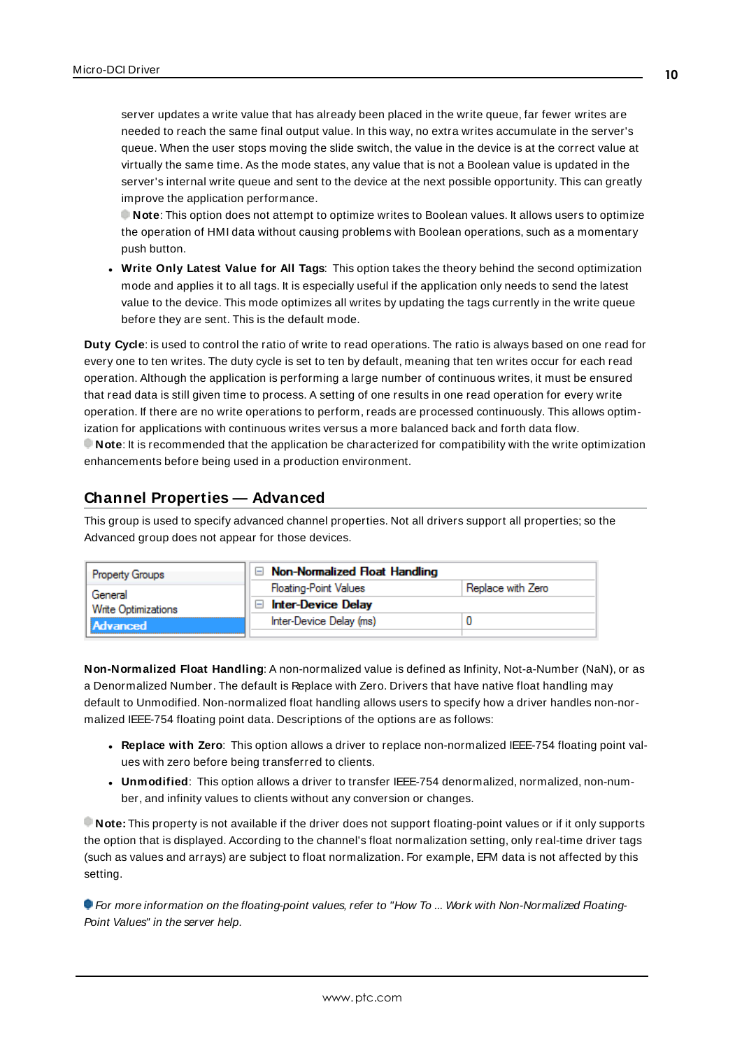server updates a write value that has already been placed in the write queue, far fewer writes are needed to reach the same final output value. In this way, no extra writes accumulate in the server's queue. When the user stops moving the slide switch, the value in the device is at the correct value at virtually the same time. As the mode states, any value that is not a Boolean value is updated in the server's internal write queue and sent to the device at the next possible opportunity. This can greatly improve the application performance.

**Note**: This option does not attempt to optimize writes to Boolean values. It allows users to optimize the operation of HMI data without causing problems with Boolean operations, such as a momentary push button.

- **Write Only Latest Value for All Tags**: This option takes the theory behind the second optimization mode and applies it to all tags. It is especially useful if the application only needs to send the latest value to the device. This mode optimizes all writes by updating the tags currently in the write queue before they are sent. This is the default mode.

**Duty Cycle**: is used to control the ratio of write to read operations. The ratio is always based on one read for every one to ten writes. The duty cycle is set to ten by default, meaning that ten writes occur for each read operation. Although the application is performing a large number of continuous writes, it must be ensured that read data is still given time to process. A setting of one results in one read operation for every write operation. If there are no write operations to perform, reads are processed continuously. This allows optimization for applications with continuous writes versus a more balanced back and forth data flow.

**Note**: It is recommended that the application be characterized for compatibility with the write optimization enhancements before being used in a production environment.

## Channel Properties — Advanced

This group is used to specify advanced channel properties. Not all drivers support all properties; so the Advanced group does not appear for those devices.

| Property Groups | Property | Value |
|---|---|---|
| General | **Non-Normalized Float Handling** | |
| Write Optimizations | Floating-Point Values | Replace with Zero |
| **Advanced** | **Inter-Device Delay** | |
| | Inter-Device Delay (ms) | 0 |

**Non-Normalized Float Handling**: A non-normalized value is defined as Infinity, Not-a-Number (NaN), or as a Denormalized Number. The default is Replace with Zero. Drivers that have native float handling may default to Unmodified. Non-normalized float handling allows users to specify how a driver handles non-normalized IEEE-754 floating point data. Descriptions of the options are as follows:

- **Replace with Zero**: This option allows a driver to replace non-normalized IEEE-754 floating point values with zero before being transferred to clients.
- **Unmodified**: This option allows a driver to transfer IEEE-754 denormalized, normalized, non-number, and infinity values to clients without any conversion or changes.

**Note:** This property is not available if the driver does not support floating-point values or if it only supports the option that is displayed. According to the channel's float normalization setting, only real-time driver tags (such as values and arrays) are subject to float normalization. For example, EFM data is not affected by this setting.

*For more information on the floating-point values, refer to "How To ... Work with Non-Normalized Floating-Point Values" in the server help.*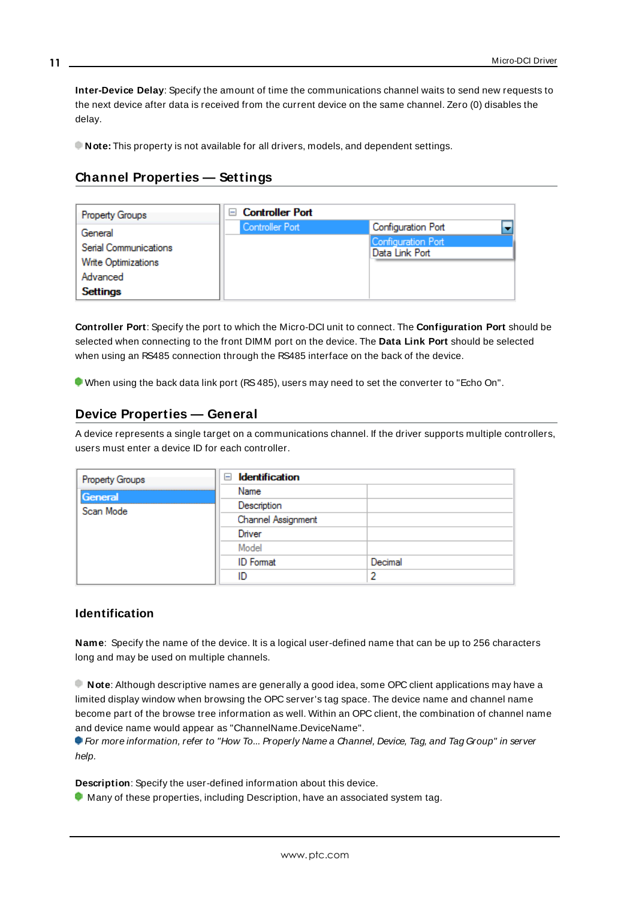**Inter-Device Delay**: Specify the amount of time the communications channel waits to send new requests to the next device after data is received from the current device on the same channel. Zero (0) disables the delay.

**Note:** This property is not available for all drivers, models, and dependent settings.

## Channel Properties — Settings

| Property Groups | Controller Port | |
|---|---|---|
| General | Controller Port | Configuration Port |
| Serial Communications | | Configuration Port |
| Write Optimizations | | Data Link Port |
| Advanced | | |
| **Settings** | | |

**Controller Port**: Specify the port to which the Micro-DCI unit to connect. The **Configuration Port** should be selected when connecting to the front DIMM port on the device. The **Data Link Port** should be selected when using an RS485 connection through the RS485 interface on the back of the device.

When using the back data link port (RS 485), users may need to set the converter to "Echo On".

## Device Properties — General

A device represents a single target on a communications channel. If the driver supports multiple controllers, users must enter a device ID for each controller.

| Property Groups | Identification | |
|---|---|---|
| **General** | Name | |
| Scan Mode | Description | |
| | Channel Assignment | |
| | Driver | |
| | Model | |
| | ID Format | Decimal |
| | ID | 2 |

### Identification

**Name**: Specify the name of the device. It is a logical user-defined name that can be up to 256 characters long and may be used on multiple channels.

**Note**: Although descriptive names are generally a good idea, some OPC client applications may have a limited display window when browsing the OPC server's tag space. The device name and channel name become part of the browse tree information as well. Within an OPC client, the combination of channel name and device name would appear as "ChannelName.DeviceName".

*For more information, refer to "How To... Properly Name a Channel, Device, Tag, and Tag Group" in server help.*

**Description**: Specify the user-defined information about this device.

Many of these properties, including Description, have an associated system tag.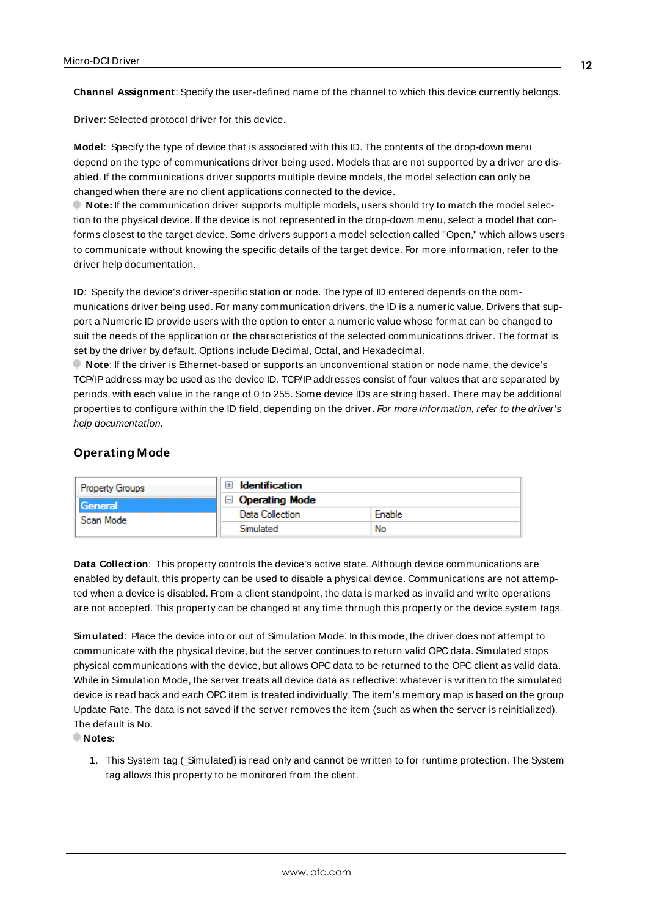**Channel Assignment**: Specify the user-defined name of the channel to which this device currently belongs.

**Driver**: Selected protocol driver for this device.

**Model**: Specify the type of device that is associated with this ID. The contents of the drop-down menu depend on the type of communications driver being used. Models that are not supported by a driver are disabled. If the communications driver supports multiple device models, the model selection can only be changed when there are no client applications connected to the device.

**Note:** If the communication driver supports multiple models, users should try to match the model selection to the physical device. If the device is not represented in the drop-down menu, select a model that conforms closest to the target device. Some drivers support a model selection called "Open," which allows users to communicate without knowing the specific details of the target device. For more information, refer to the driver help documentation.

**ID**: Specify the device's driver-specific station or node. The type of ID entered depends on the communications driver being used. For many communication drivers, the ID is a numeric value. Drivers that support a Numeric ID provide users with the option to enter a numeric value whose format can be changed to suit the needs of the application or the characteristics of the selected communications driver. The format is set by the driver by default. Options include Decimal, Octal, and Hexadecimal.

**Note**: If the driver is Ethernet-based or supports an unconventional station or node name, the device's TCP/IP address may be used as the device ID. TCP/IP addresses consist of four values that are separated by periods, with each value in the range of 0 to 255. Some device IDs are string based. There may be additional properties to configure within the ID field, depending on the driver. *For more information, refer to the driver's help documentation.*

## Operating Mode

| Property Groups | | |
|---|---|---|
| General | ⊞ **Identification** | |
| Scan Mode | ⊟ **Operating Mode** | |
| | Data Collection | Enable |
| | Simulated | No |

**Data Collection**: This property controls the device's active state. Although device communications are enabled by default, this property can be used to disable a physical device. Communications are not attempted when a device is disabled. From a client standpoint, the data is marked as invalid and write operations are not accepted. This property can be changed at any time through this property or the device system tags.

**Simulated**: Place the device into or out of Simulation Mode. In this mode, the driver does not attempt to communicate with the physical device, but the server continues to return valid OPC data. Simulated stops physical communications with the device, but allows OPC data to be returned to the OPC client as valid data. While in Simulation Mode, the server treats all device data as reflective: whatever is written to the simulated device is read back and each OPC item is treated individually. The item's memory map is based on the group Update Rate. The data is not saved if the server removes the item (such as when the server is reinitialized). The default is No.

**Notes:**

1. This System tag (_Simulated) is read only and cannot be written to for runtime protection. The System tag allows this property to be monitored from the client.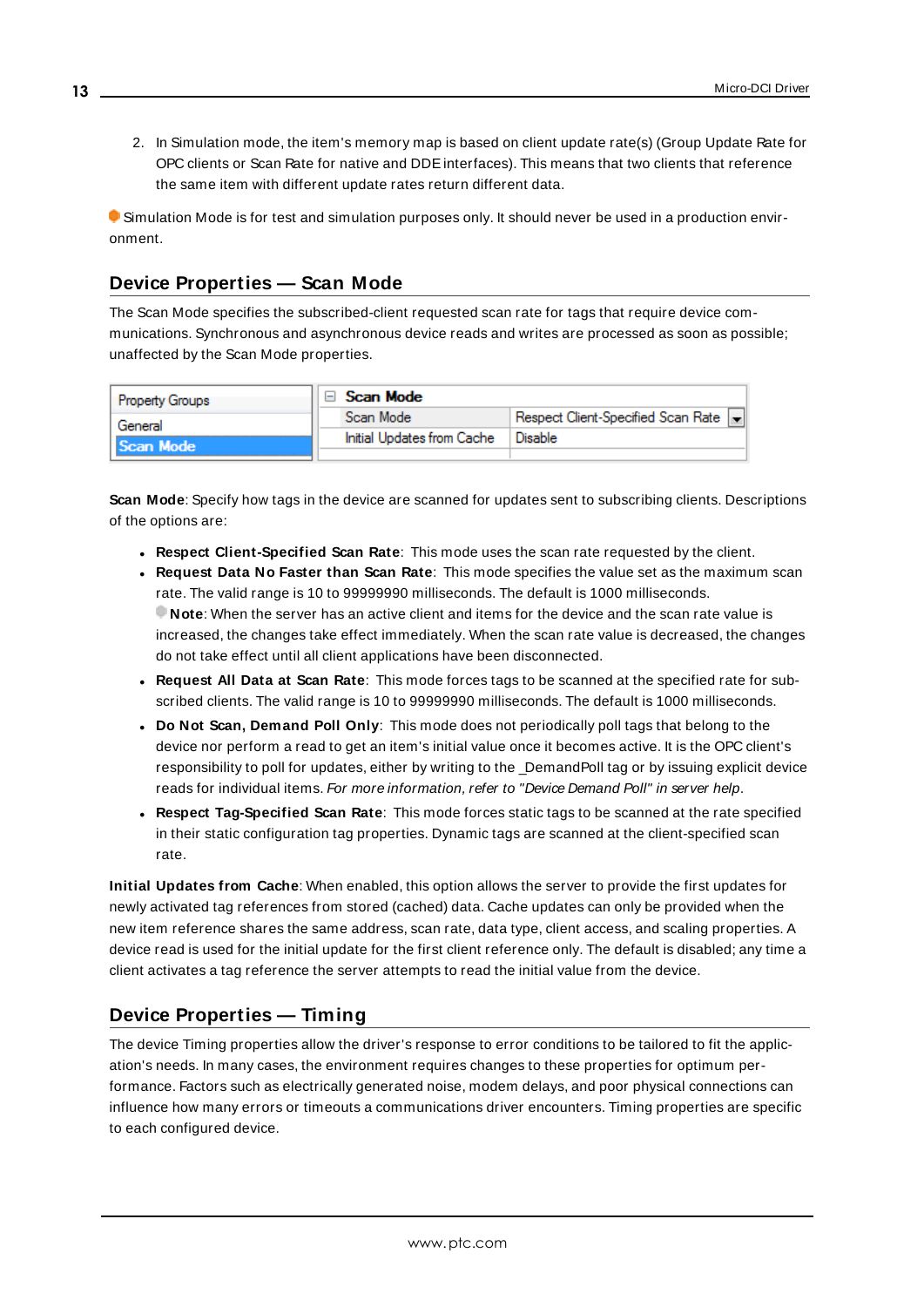2. In Simulation mode, the item's memory map is based on client update rate(s) (Group Update Rate for OPC clients or Scan Rate for native and DDE interfaces). This means that two clients that reference the same item with different update rates return different data.

Simulation Mode is for test and simulation purposes only. It should never be used in a production environment.

## Device Properties — Scan Mode

The Scan Mode specifies the subscribed-client requested scan rate for tags that require device communications. Synchronous and asynchronous device reads and writes are processed as soon as possible; unaffected by the Scan Mode properties.

| Property Groups | Scan Mode | |
|---|---|---|
| General | Scan Mode | Respect Client-Specified Scan Rate |
| Scan Mode | Initial Updates from Cache | Disable |

**Scan Mode**: Specify how tags in the device are scanned for updates sent to subscribing clients. Descriptions of the options are:

- **Respect Client-Specified Scan Rate**: This mode uses the scan rate requested by the client.
- **Request Data No Faster than Scan Rate**: This mode specifies the value set as the maximum scan rate. The valid range is 10 to 99999990 milliseconds. The default is 1000 milliseconds.
  **Note**: When the server has an active client and items for the device and the scan rate value is increased, the changes take effect immediately. When the scan rate value is decreased, the changes do not take effect until all client applications have been disconnected.
- **Request All Data at Scan Rate**: This mode forces tags to be scanned at the specified rate for subscribed clients. The valid range is 10 to 99999990 milliseconds. The default is 1000 milliseconds.
- **Do Not Scan, Demand Poll Only**: This mode does not periodically poll tags that belong to the device nor perform a read to get an item's initial value once it becomes active. It is the OPC client's responsibility to poll for updates, either by writing to the _DemandPoll tag or by issuing explicit device reads for individual items. *For more information, refer to "Device Demand Poll" in server help*.
- **Respect Tag-Specified Scan Rate**: This mode forces static tags to be scanned at the rate specified in their static configuration tag properties. Dynamic tags are scanned at the client-specified scan rate.

**Initial Updates from Cache**: When enabled, this option allows the server to provide the first updates for newly activated tag references from stored (cached) data. Cache updates can only be provided when the new item reference shares the same address, scan rate, data type, client access, and scaling properties. A device read is used for the initial update for the first client reference only. The default is disabled; any time a client activates a tag reference the server attempts to read the initial value from the device.

## Device Properties — Timing

The device Timing properties allow the driver's response to error conditions to be tailored to fit the application's needs. In many cases, the environment requires changes to these properties for optimum performance. Factors such as electrically generated noise, modem delays, and poor physical connections can influence how many errors or timeouts a communications driver encounters. Timing properties are specific to each configured device.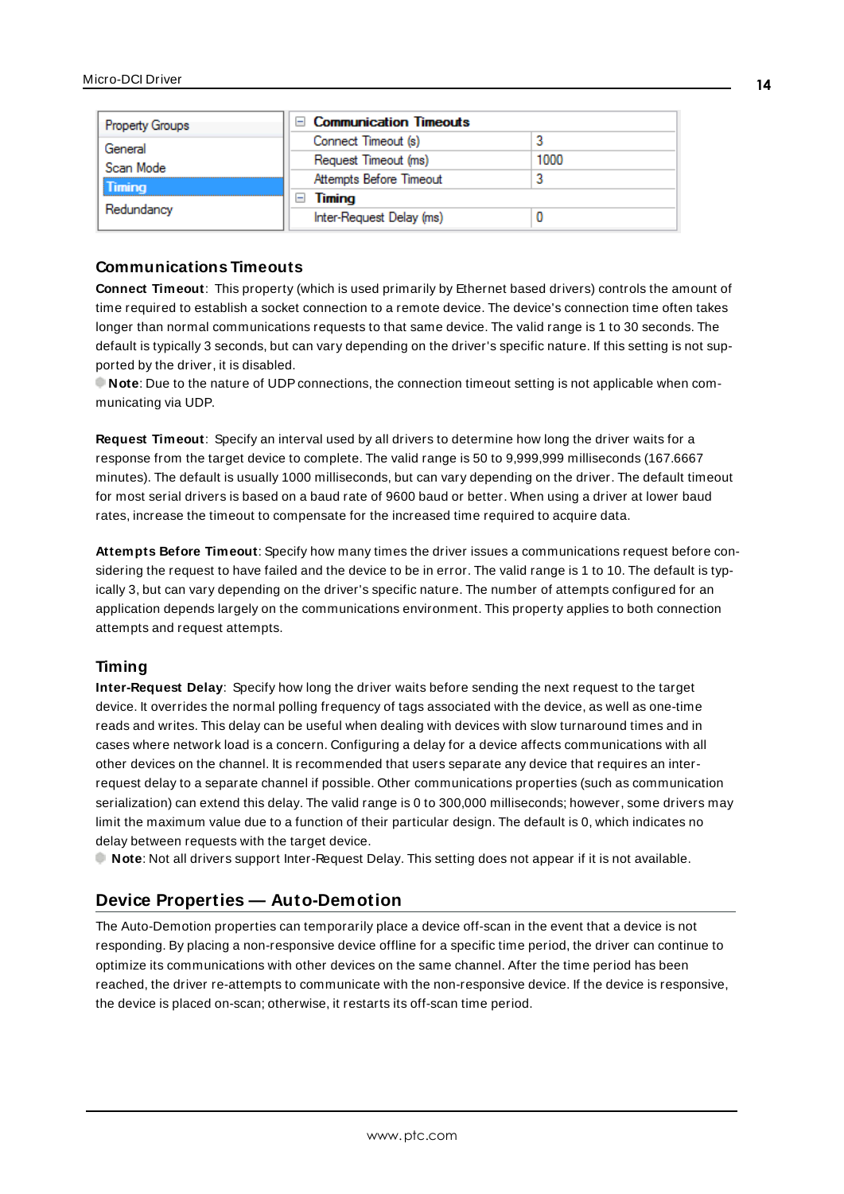| Property Groups | Communication Timeouts | |
|---|---|---|
| General | Connect Timeout (s) | 3 |
| Scan Mode | Request Timeout (ms) | 1000 |
| Timing | Attempts Before Timeout | 3 |
| Redundancy | Timing | |
| | Inter-Request Delay (ms) | 0 |

### Communications Timeouts

**Connect Timeout**: This property (which is used primarily by Ethernet based drivers) controls the amount of time required to establish a socket connection to a remote device. The device's connection time often takes longer than normal communications requests to that same device. The valid range is 1 to 30 seconds. The default is typically 3 seconds, but can vary depending on the driver's specific nature. If this setting is not supported by the driver, it is disabled.

**Note**: Due to the nature of UDP connections, the connection timeout setting is not applicable when communicating via UDP.

**Request Timeout**: Specify an interval used by all drivers to determine how long the driver waits for a response from the target device to complete. The valid range is 50 to 9,999,999 milliseconds (167.6667 minutes). The default is usually 1000 milliseconds, but can vary depending on the driver. The default timeout for most serial drivers is based on a baud rate of 9600 baud or better. When using a driver at lower baud rates, increase the timeout to compensate for the increased time required to acquire data.

**Attempts Before Timeout**: Specify how many times the driver issues a communications request before considering the request to have failed and the device to be in error. The valid range is 1 to 10. The default is typically 3, but can vary depending on the driver's specific nature. The number of attempts configured for an application depends largely on the communications environment. This property applies to both connection attempts and request attempts.

### Timing

**Inter-Request Delay**: Specify how long the driver waits before sending the next request to the target device. It overrides the normal polling frequency of tags associated with the device, as well as one-time reads and writes. This delay can be useful when dealing with devices with slow turnaround times and in cases where network load is a concern. Configuring a delay for a device affects communications with all other devices on the channel. It is recommended that users separate any device that requires an inter-request delay to a separate channel if possible. Other communications properties (such as communication serialization) can extend this delay. The valid range is 0 to 300,000 milliseconds; however, some drivers may limit the maximum value due to a function of their particular design. The default is 0, which indicates no delay between requests with the target device.

**Note**: Not all drivers support Inter-Request Delay. This setting does not appear if it is not available.

## Device Properties — Auto-Demotion

The Auto-Demotion properties can temporarily place a device off-scan in the event that a device is not responding. By placing a non-responsive device offline for a specific time period, the driver can continue to optimize its communications with other devices on the same channel. After the time period has been reached, the driver re-attempts to communicate with the non-responsive device. If the device is responsive, the device is placed on-scan; otherwise, it restarts its off-scan time period.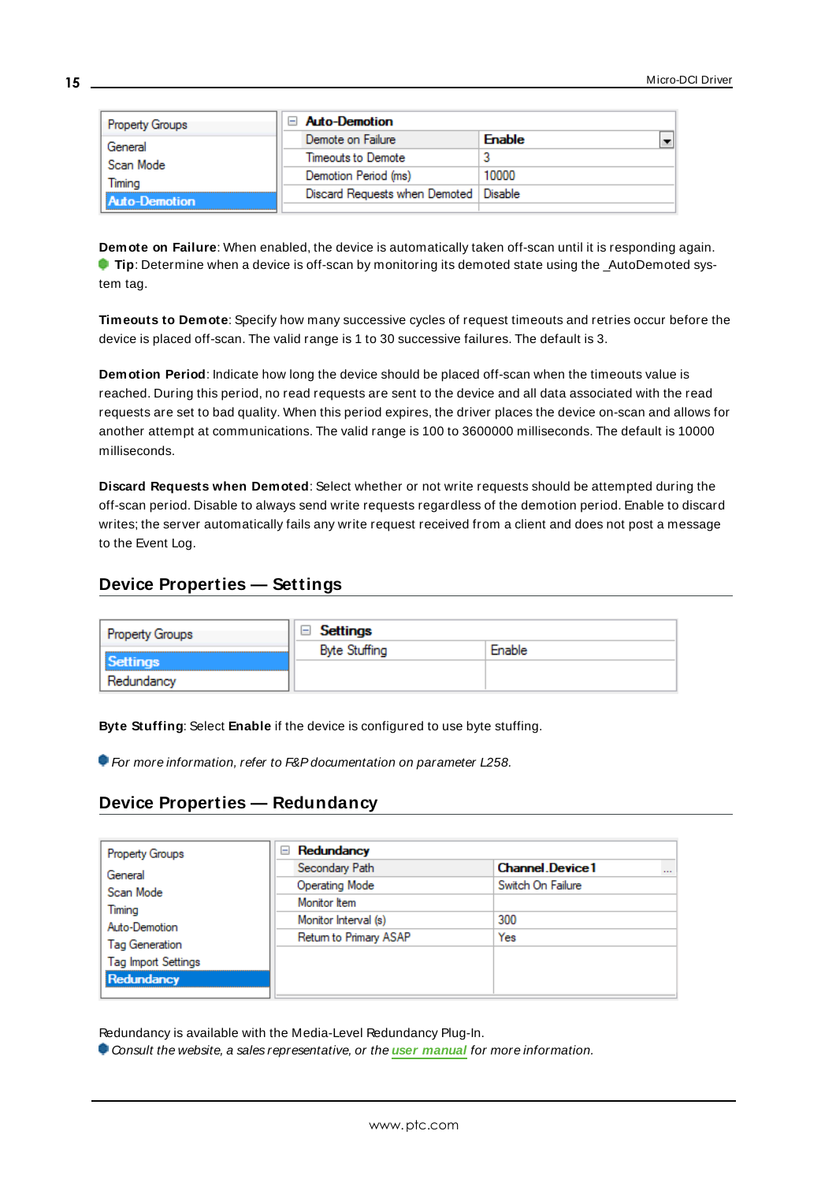| Property Groups | Auto-Demotion | |
|---|---|---|
| General | Demote on Failure | Enable |
| Scan Mode | Timeouts to Demote | 3 |
| Timing | Demotion Period (ms) | 10000 |
| Auto-Demotion | Discard Requests when Demoted | Disable |

**Demote on Failure**: When enabled, the device is automatically taken off-scan until it is responding again.
**Tip**: Determine when a device is off-scan by monitoring its demoted state using the _AutoDemoted system tag.

**Timeouts to Demote**: Specify how many successive cycles of request timeouts and retries occur before the device is placed off-scan. The valid range is 1 to 30 successive failures. The default is 3.

**Demotion Period**: Indicate how long the device should be placed off-scan when the timeouts value is reached. During this period, no read requests are sent to the device and all data associated with the read requests are set to bad quality. When this period expires, the driver places the device on-scan and allows for another attempt at communications. The valid range is 100 to 3600000 milliseconds. The default is 10000 milliseconds.

**Discard Requests when Demoted**: Select whether or not write requests should be attempted during the off-scan period. Disable to always send write requests regardless of the demotion period. Enable to discard writes; the server automatically fails any write request received from a client and does not post a message to the Event Log.

## Device Properties — Settings

| Property Groups | Settings | |
|---|---|---|
| Settings | Byte Stuffing | Enable |
| Redundancy | | |

**Byte Stuffing**: Select **Enable** if the device is configured to use byte stuffing.

*For more information, refer to F&P documentation on parameter L258.*

## Device Properties — Redundancy

| Property Groups | Redundancy | |
|---|---|---|
| General | Secondary Path | Channel.Device1 |
| Scan Mode | Operating Mode | Switch On Failure |
| Timing | Monitor Item | |
| Auto-Demotion | Monitor Interval (s) | 300 |
| Tag Generation | Return to Primary ASAP | Yes |
| Tag Import Settings | | |
| Redundancy | | |

Redundancy is available with the Media-Level Redundancy Plug-In.
*Consult the website, a sales representative, or the **user manual** for more information.*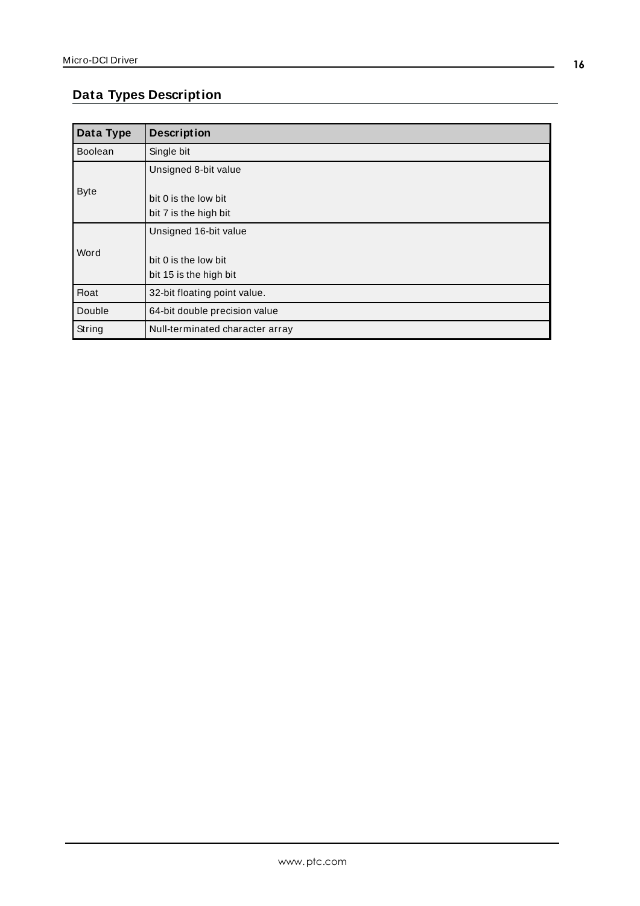## Data Types Description

| Data Type | Description |
|---|---|
| Boolean | Single bit |
| Byte | Unsigned 8-bit value<br><br>bit 0 is the low bit<br>bit 7 is the high bit |
| Word | Unsigned 16-bit value<br><br>bit 0 is the low bit<br>bit 15 is the high bit |
| Float | 32-bit floating point value. |
| Double | 64-bit double precision value |
| String | Null-terminated character array |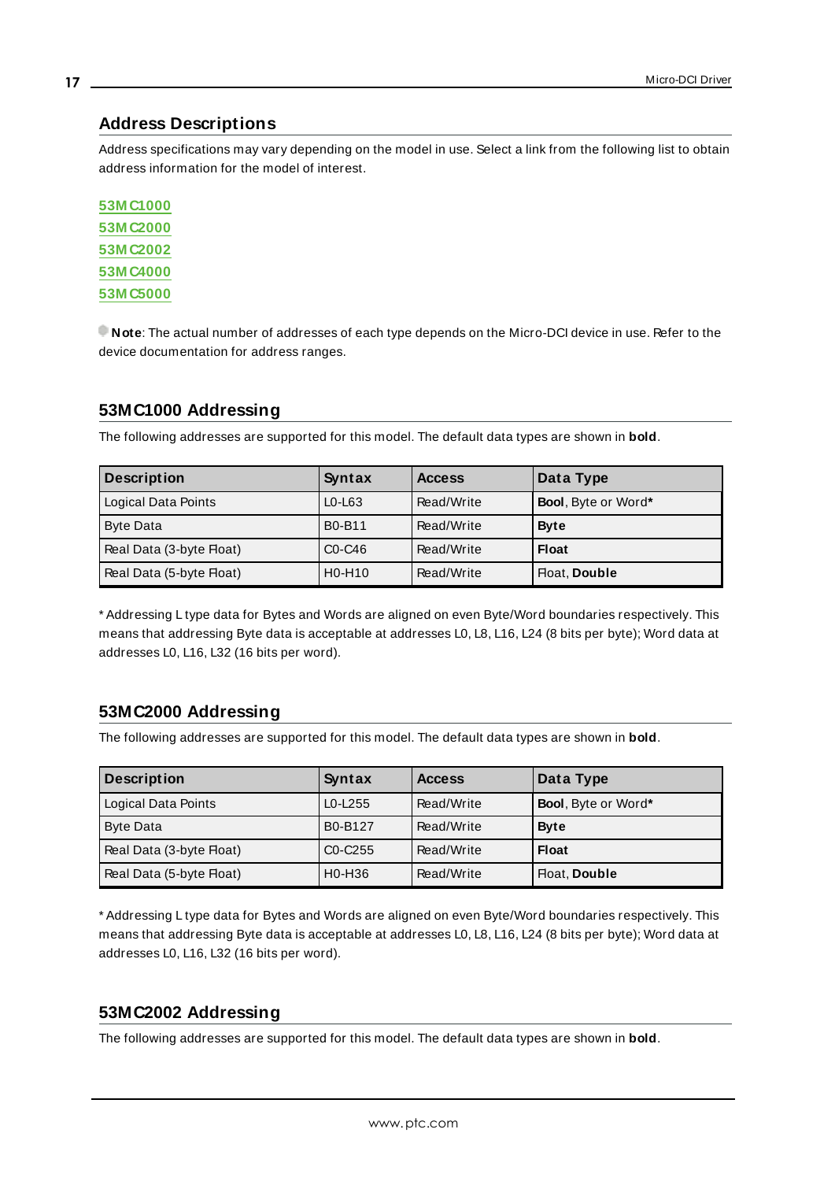## Address Descriptions

Address specifications may vary depending on the model in use. Select a link from the following list to obtain address information for the model of interest.

53MC1000
53MC2000
53MC2002
53MC4000
53MC5000

**Note**: The actual number of addresses of each type depends on the Micro-DCI device in use. Refer to the device documentation for address ranges.

## 53MC1000 Addressing

The following addresses are supported for this model. The default data types are shown in **bold**.

| Description | Syntax | Access | Data Type |
|---|---|---|---|
| Logical Data Points | L0-L63 | Read/Write | **Bool**, Byte or Word* |
| Byte Data | B0-B11 | Read/Write | **Byte** |
| Real Data (3-byte Float) | C0-C46 | Read/Write | **Float** |
| Real Data (5-byte Float) | H0-H10 | Read/Write | Float, **Double** |

* Addressing L type data for Bytes and Words are aligned on even Byte/Word boundaries respectively. This means that addressing Byte data is acceptable at addresses L0, L8, L16, L24 (8 bits per byte); Word data at addresses L0, L16, L32 (16 bits per word).

## 53MC2000 Addressing

The following addresses are supported for this model. The default data types are shown in **bold**.

| Description | Syntax | Access | Data Type |
|---|---|---|---|
| Logical Data Points | L0-L255 | Read/Write | **Bool**, Byte or Word* |
| Byte Data | B0-B127 | Read/Write | **Byte** |
| Real Data (3-byte Float) | C0-C255 | Read/Write | **Float** |
| Real Data (5-byte Float) | H0-H36 | Read/Write | Float, **Double** |

* Addressing L type data for Bytes and Words are aligned on even Byte/Word boundaries respectively. This means that addressing Byte data is acceptable at addresses L0, L8, L16, L24 (8 bits per byte); Word data at addresses L0, L16, L32 (16 bits per word).

## 53MC2002 Addressing

The following addresses are supported for this model. The default data types are shown in **bold**.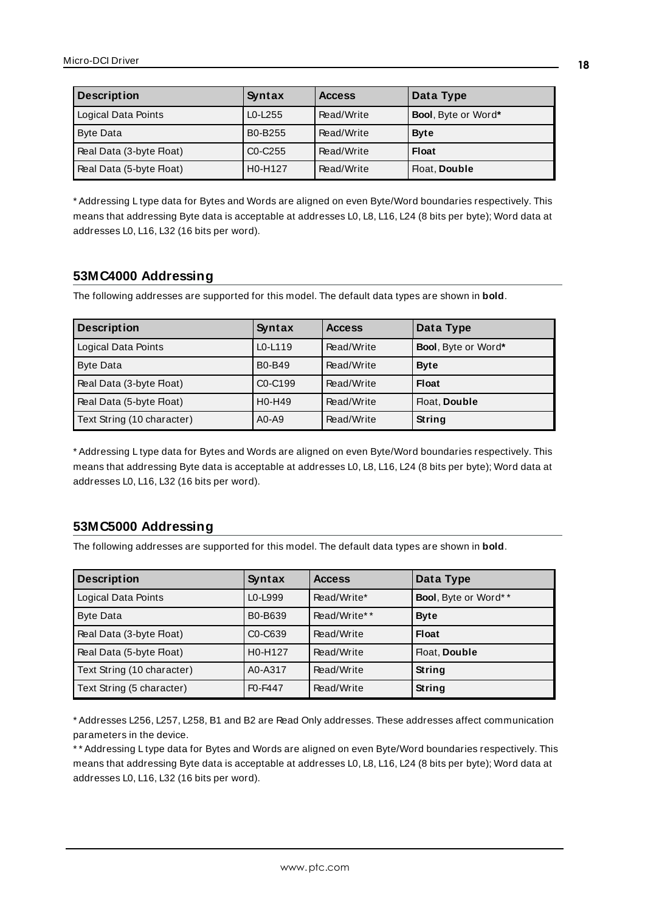| Description | Syntax | Access | Data Type |
| --- | --- | --- | --- |
| Logical Data Points | L0-L255 | Read/Write | **Bool**, Byte or Word* |
| Byte Data | B0-B255 | Read/Write | **Byte** |
| Real Data (3-byte Float) | C0-C255 | Read/Write | **Float** |
| Real Data (5-byte Float) | H0-H127 | Read/Write | Float, **Double** |

* Addressing L type data for Bytes and Words are aligned on even Byte/Word boundaries respectively. This means that addressing Byte data is acceptable at addresses L0, L8, L16, L24 (8 bits per byte); Word data at addresses L0, L16, L32 (16 bits per word).

## 53MC4000 Addressing

The following addresses are supported for this model. The default data types are shown in **bold**.

| Description | Syntax | Access | Data Type |
| --- | --- | --- | --- |
| Logical Data Points | L0-L119 | Read/Write | **Bool**, Byte or Word* |
| Byte Data | B0-B49 | Read/Write | **Byte** |
| Real Data (3-byte Float) | C0-C199 | Read/Write | **Float** |
| Real Data (5-byte Float) | H0-H49 | Read/Write | Float, **Double** |
| Text String (10 character) | A0-A9 | Read/Write | **String** |

* Addressing L type data for Bytes and Words are aligned on even Byte/Word boundaries respectively. This means that addressing Byte data is acceptable at addresses L0, L8, L16, L24 (8 bits per byte); Word data at addresses L0, L16, L32 (16 bits per word).

## 53MC5000 Addressing

The following addresses are supported for this model. The default data types are shown in **bold**.

| Description | Syntax | Access | Data Type |
| --- | --- | --- | --- |
| Logical Data Points | L0-L999 | Read/Write* | **Bool**, Byte or Word** |
| Byte Data | B0-B639 | Read/Write** | **Byte** |
| Real Data (3-byte Float) | C0-C639 | Read/Write | **Float** |
| Real Data (5-byte Float) | H0-H127 | Read/Write | Float, **Double** |
| Text String (10 character) | A0-A317 | Read/Write | **String** |
| Text String (5 character) | F0-F447 | Read/Write | **String** |

* Addresses L256, L257, L258, B1 and B2 are Read Only addresses. These addresses affect communication parameters in the device.

** Addressing L type data for Bytes and Words are aligned on even Byte/Word boundaries respectively. This means that addressing Byte data is acceptable at addresses L0, L8, L16, L24 (8 bits per byte); Word data at addresses L0, L16, L32 (16 bits per word).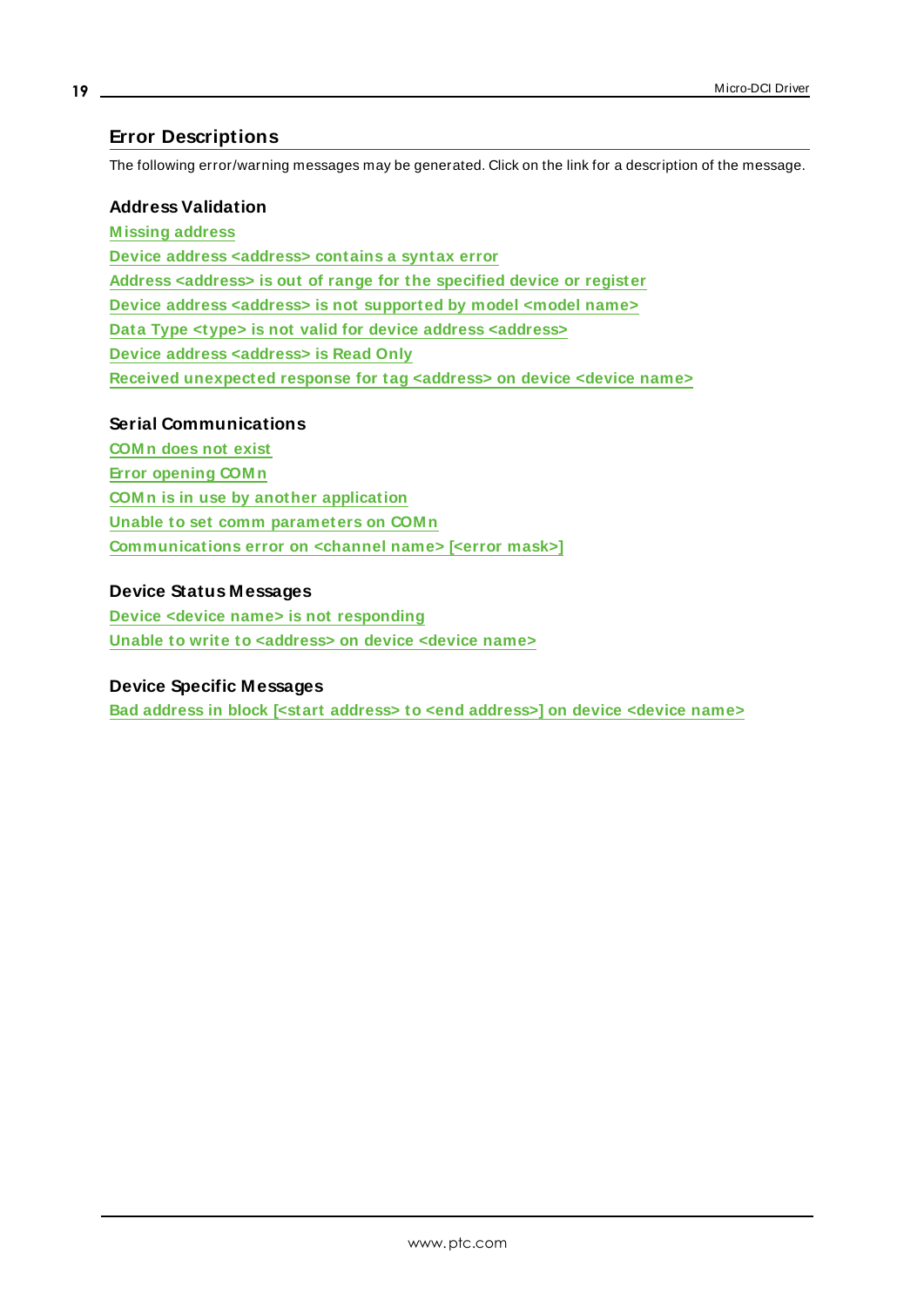## Error Descriptions

The following error/warning messages may be generated. Click on the link for a description of the message.

### Address Validation

Missing address
Device address <address> contains a syntax error
Address <address> is out of range for the specified device or register
Device address <address> is not supported by model <model name>
Data Type <type> is not valid for device address <address>
Device address <address> is Read Only
Received unexpected response for tag <address> on device <device name>

### Serial Communications

COMn does not exist
Error opening COMn
COMn is in use by another application
Unable to set comm parameters on COMn
Communications error on <channel name> [<error mask>]

### Device Status Messages

Device <device name> is not responding
Unable to write to <address> on device <device name>

### Device Specific Messages

Bad address in block [<start address> to <end address>] on device <device name>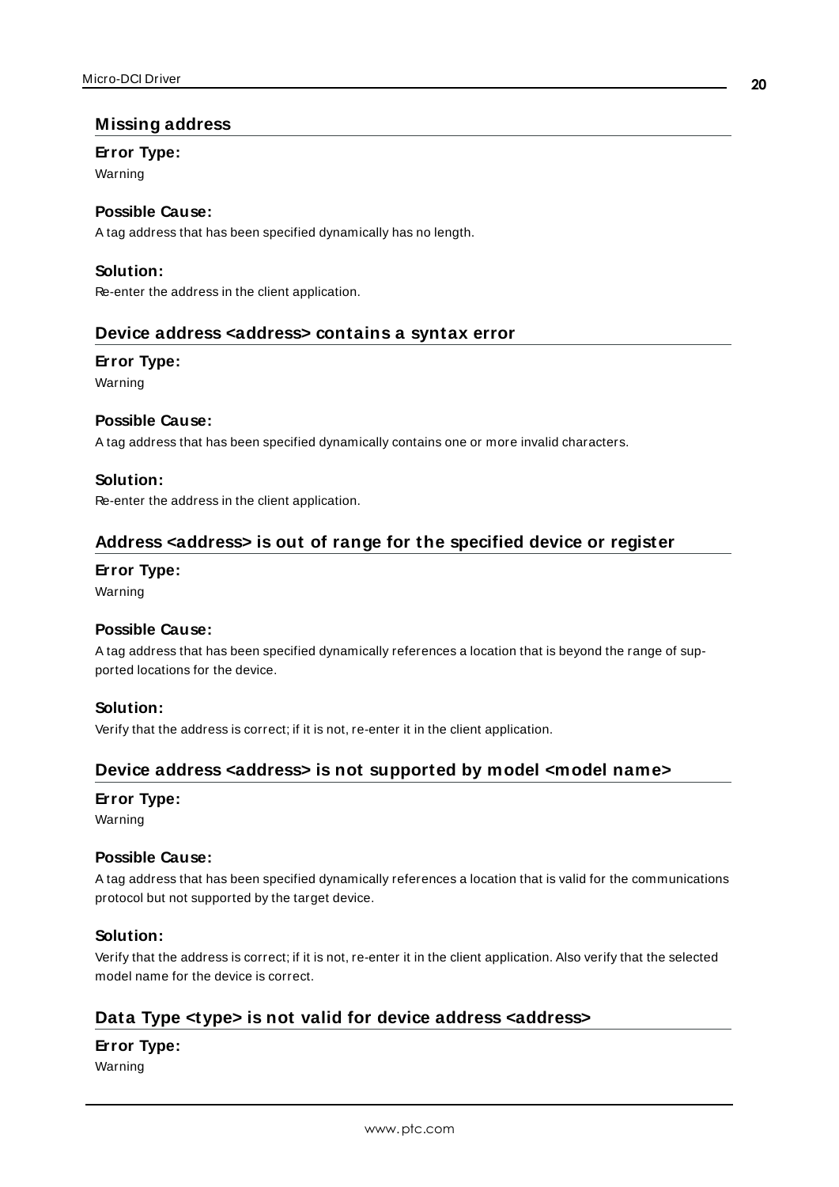## Missing address

**Error Type:**

Warning

**Possible Cause:**

A tag address that has been specified dynamically has no length.

**Solution:**

Re-enter the address in the client application.

## Device address <address> contains a syntax error

**Error Type:**

Warning

**Possible Cause:**

A tag address that has been specified dynamically contains one or more invalid characters.

**Solution:**

Re-enter the address in the client application.

## Address <address> is out of range for the specified device or register

**Error Type:**

Warning

**Possible Cause:**

A tag address that has been specified dynamically references a location that is beyond the range of supported locations for the device.

**Solution:**

Verify that the address is correct; if it is not, re-enter it in the client application.

## Device address <address> is not supported by model <model name>

**Error Type:**

Warning

**Possible Cause:**

A tag address that has been specified dynamically references a location that is valid for the communications protocol but not supported by the target device.

**Solution:**

Verify that the address is correct; if it is not, re-enter it in the client application. Also verify that the selected model name for the device is correct.

## Data Type <type> is not valid for device address <address>

**Error Type:**

Warning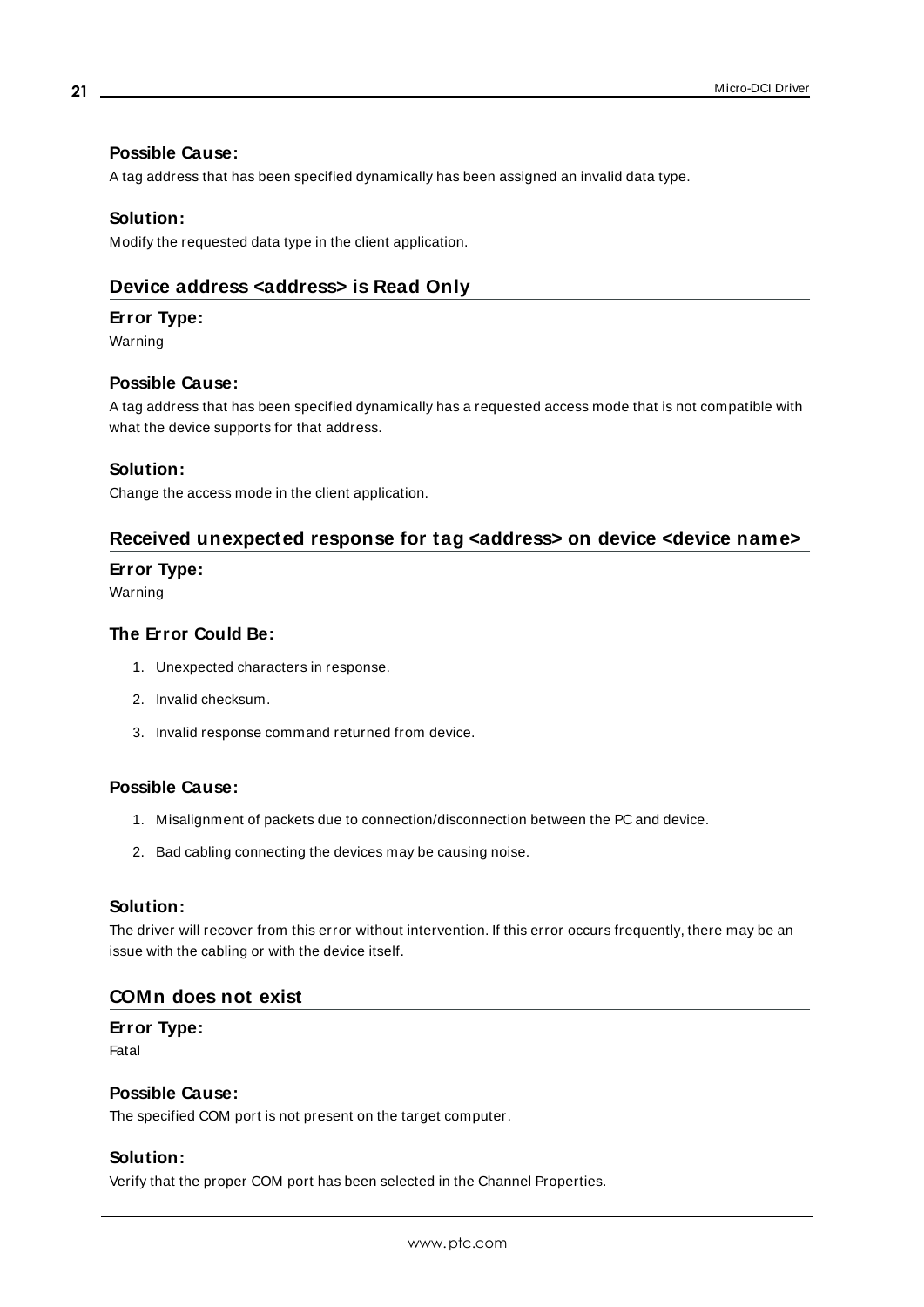#### Possible Cause:

A tag address that has been specified dynamically has been assigned an invalid data type.

#### Solution:

Modify the requested data type in the client application.

### Device address <address> is Read Only

#### Error Type:

Warning

#### Possible Cause:

A tag address that has been specified dynamically has a requested access mode that is not compatible with what the device supports for that address.

#### Solution:

Change the access mode in the client application.

### Received unexpected response for tag <address> on device <device name>

#### Error Type:

Warning

#### The Error Could Be:

1. Unexpected characters in response.
2. Invalid checksum.
3. Invalid response command returned from device.

#### Possible Cause:

1. Misalignment of packets due to connection/disconnection between the PC and device.
2. Bad cabling connecting the devices may be causing noise.

#### Solution:

The driver will recover from this error without intervention. If this error occurs frequently, there may be an issue with the cabling or with the device itself.

### COMn does not exist

#### Error Type:

Fatal

#### Possible Cause:

The specified COM port is not present on the target computer.

#### Solution:

Verify that the proper COM port has been selected in the Channel Properties.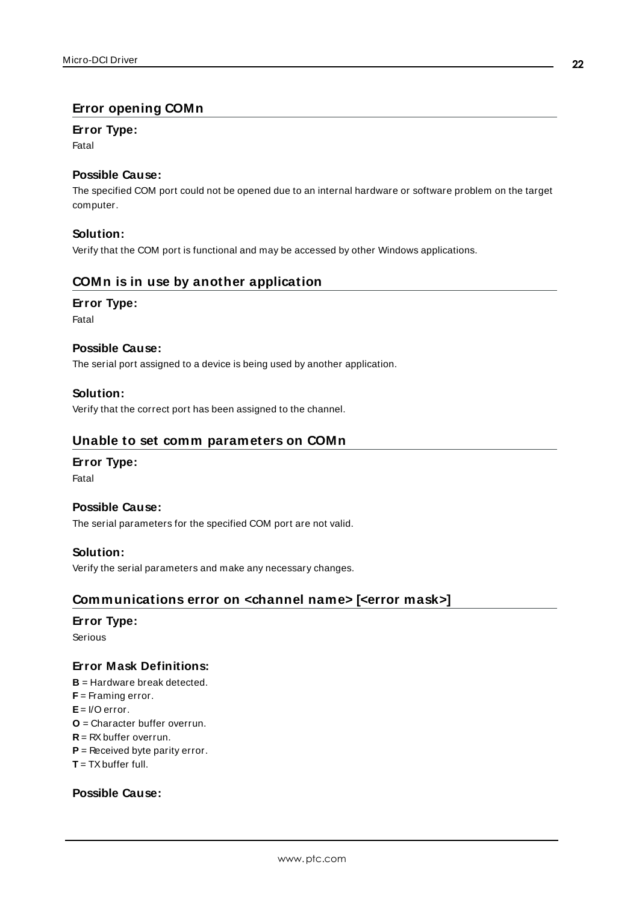## Error opening COMn

**Error Type:**

Fatal

**Possible Cause:**

The specified COM port could not be opened due to an internal hardware or software problem on the target computer.

**Solution:**

Verify that the COM port is functional and may be accessed by other Windows applications.

## COMn is in use by another application

**Error Type:**

Fatal

**Possible Cause:**

The serial port assigned to a device is being used by another application.

**Solution:**

Verify that the correct port has been assigned to the channel.

## Unable to set comm parameters on COMn

**Error Type:**

Fatal

**Possible Cause:**

The serial parameters for the specified COM port are not valid.

**Solution:**

Verify the serial parameters and make any necessary changes.

## Communications error on <channel name> [<error mask>]

**Error Type:**

Serious

**Error Mask Definitions:**

**B** = Hardware break detected.
**F** = Framing error.
**E** = I/O error.
**O** = Character buffer overrun.
**R** = RX buffer overrun.
**P** = Received byte parity error.
**T** = TX buffer full.

**Possible Cause:**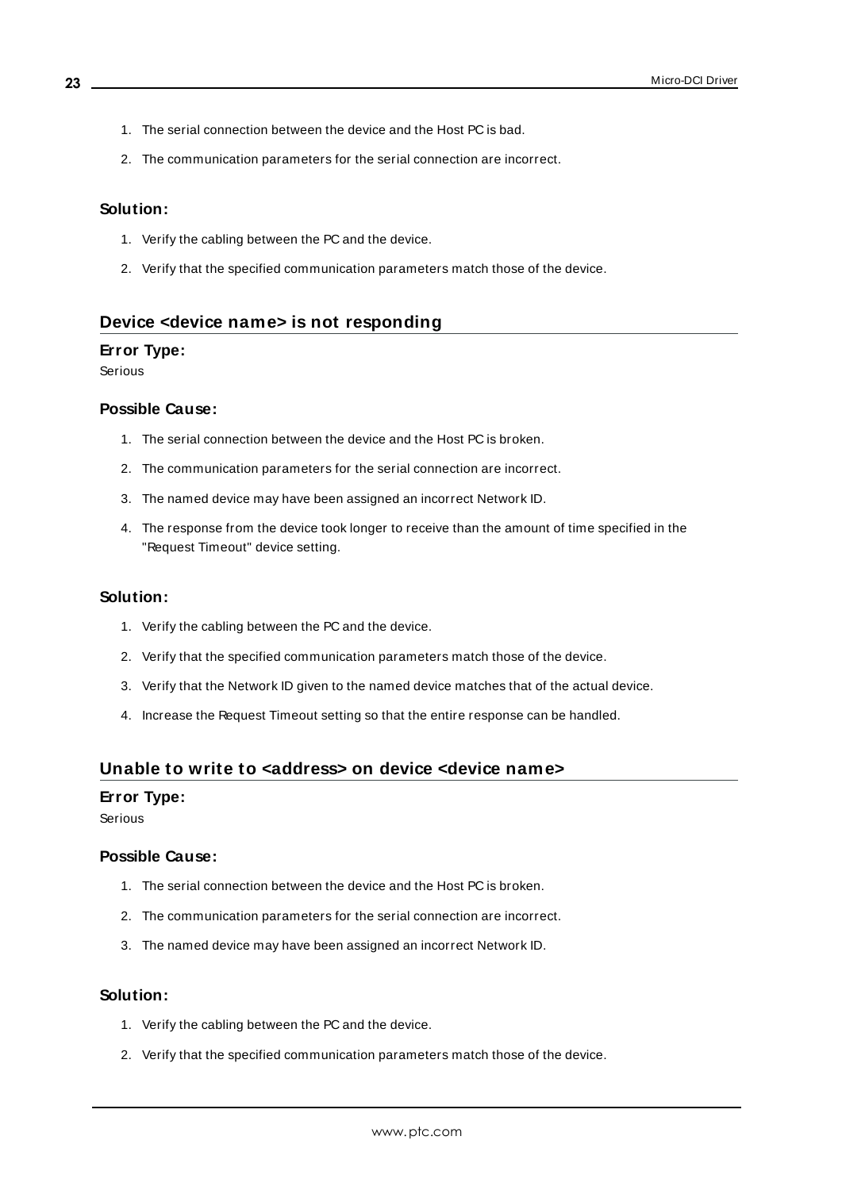1. The serial connection between the device and the Host PC is bad.
2. The communication parameters for the serial connection are incorrect.

#### Solution:

1. Verify the cabling between the PC and the device.
2. Verify that the specified communication parameters match those of the device.

### Device <device name> is not responding

#### Error Type:

Serious

#### Possible Cause:

1. The serial connection between the device and the Host PC is broken.
2. The communication parameters for the serial connection are incorrect.
3. The named device may have been assigned an incorrect Network ID.
4. The response from the device took longer to receive than the amount of time specified in the "Request Timeout" device setting.

#### Solution:

1. Verify the cabling between the PC and the device.
2. Verify that the specified communication parameters match those of the device.
3. Verify that the Network ID given to the named device matches that of the actual device.
4. Increase the Request Timeout setting so that the entire response can be handled.

### Unable to write to <address> on device <device name>

#### Error Type:

Serious

#### Possible Cause:

1. The serial connection between the device and the Host PC is broken.
2. The communication parameters for the serial connection are incorrect.
3. The named device may have been assigned an incorrect Network ID.

#### Solution:

1. Verify the cabling between the PC and the device.
2. Verify that the specified communication parameters match those of the device.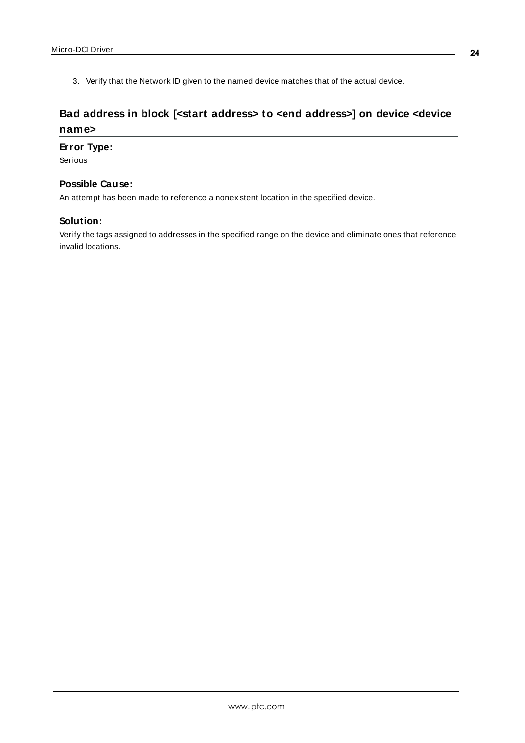3. Verify that the Network ID given to the named device matches that of the actual device.

## Bad address in block [<start address> to <end address>] on device <device name>

**Error Type:**

Serious

**Possible Cause:**

An attempt has been made to reference a nonexistent location in the specified device.

**Solution:**

Verify the tags assigned to addresses in the specified range on the device and eliminate ones that reference invalid locations.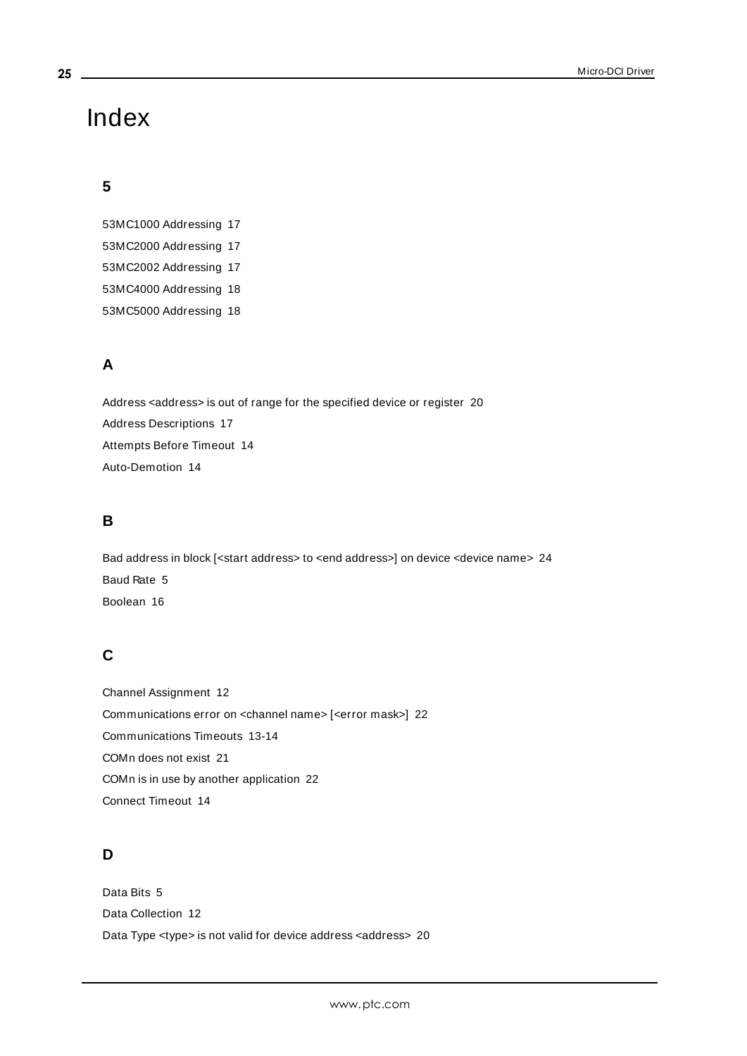# Index

## 5

53MC1000 Addressing 17

53MC2000 Addressing 17

53MC2002 Addressing 17

53MC4000 Addressing 18

53MC5000 Addressing 18

## A

Address <address> is out of range for the specified device or register 20

Address Descriptions 17

Attempts Before Timeout 14

Auto-Demotion 14

## B

Bad address in block [<start address> to <end address>] on device <device name> 24

Baud Rate 5

Boolean 16

## C

Channel Assignment 12

Communications error on <channel name> [<error mask>] 22

Communications Timeouts 13-14

COMn does not exist 21

COMn is in use by another application 22

Connect Timeout 14

## D

Data Bits 5

Data Collection 12

Data Type <type> is not valid for device address <address> 20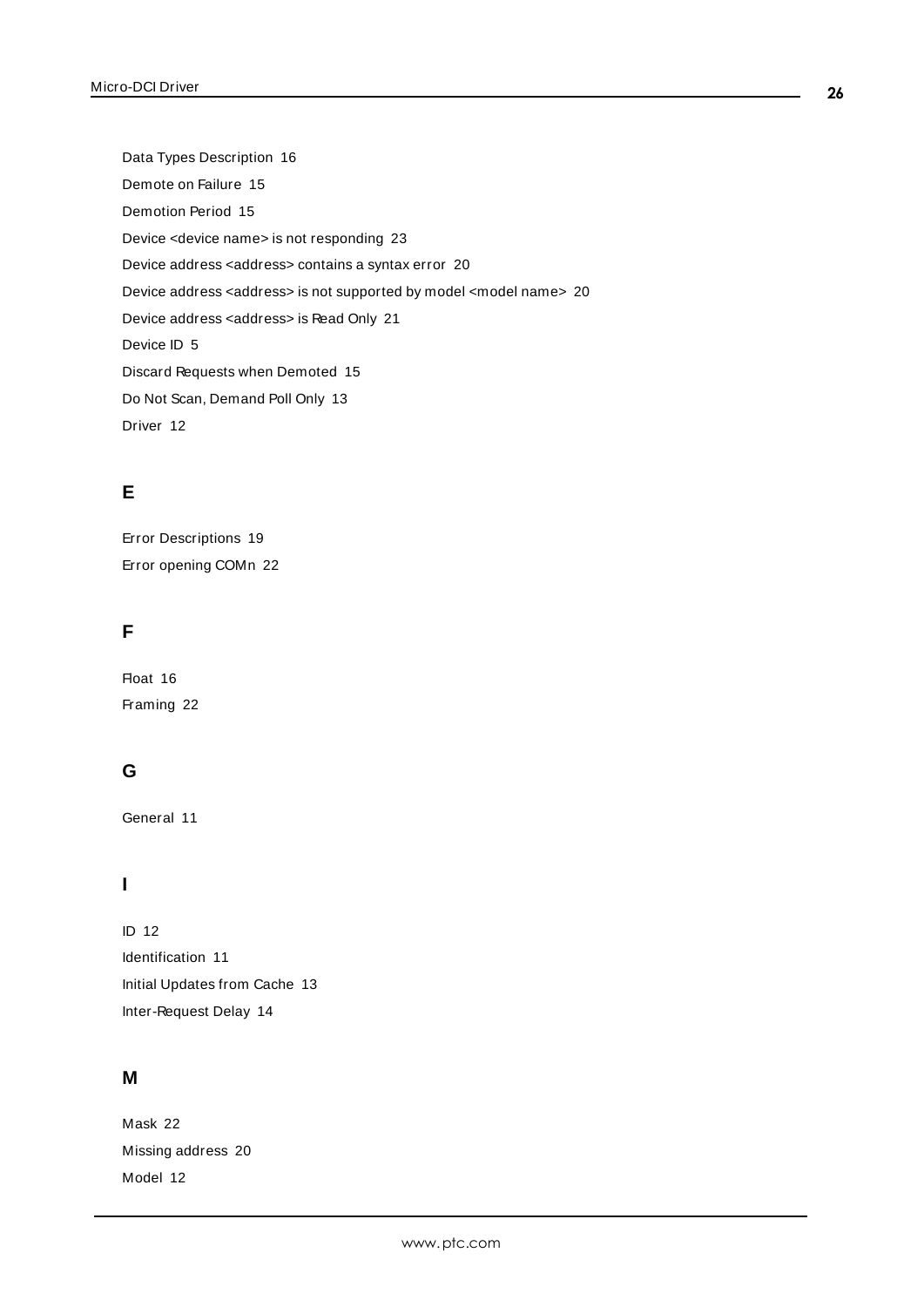Data Types Description 16

Demote on Failure 15

Demotion Period 15

Device <device name> is not responding 23

Device address <address> contains a syntax error 20

Device address <address> is not supported by model <model name> 20

Device address <address> is Read Only 21

Device ID 5

Discard Requests when Demoted 15

Do Not Scan, Demand Poll Only 13

Driver 12

## E

Error Descriptions 19

Error opening COMn 22

## F

Float 16

Framing 22

## G

General 11

## I

ID 12

Identification 11

Initial Updates from Cache 13

Inter-Request Delay 14

## M

Mask 22

Missing address 20

Model 12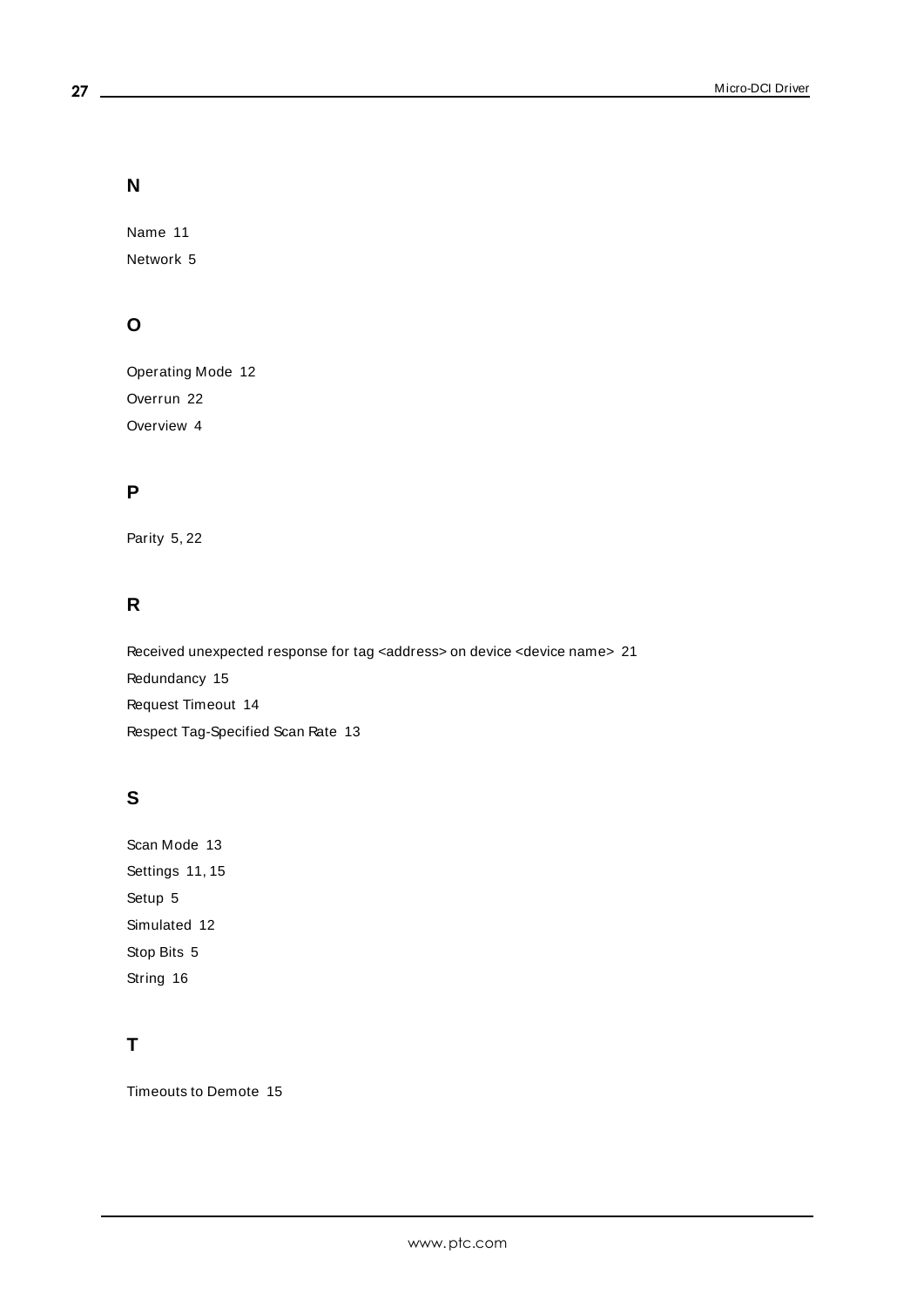## N

Name 11

Network 5

## O

Operating Mode 12

Overrun 22

Overview 4

## P

Parity 5, 22

## R

Received unexpected response for tag <address> on device <device name> 21

Redundancy 15

Request Timeout 14

Respect Tag-Specified Scan Rate 13

## S

Scan Mode 13

Settings 11, 15

Setup 5

Simulated 12

Stop Bits 5

String 16

## T

Timeouts to Demote 15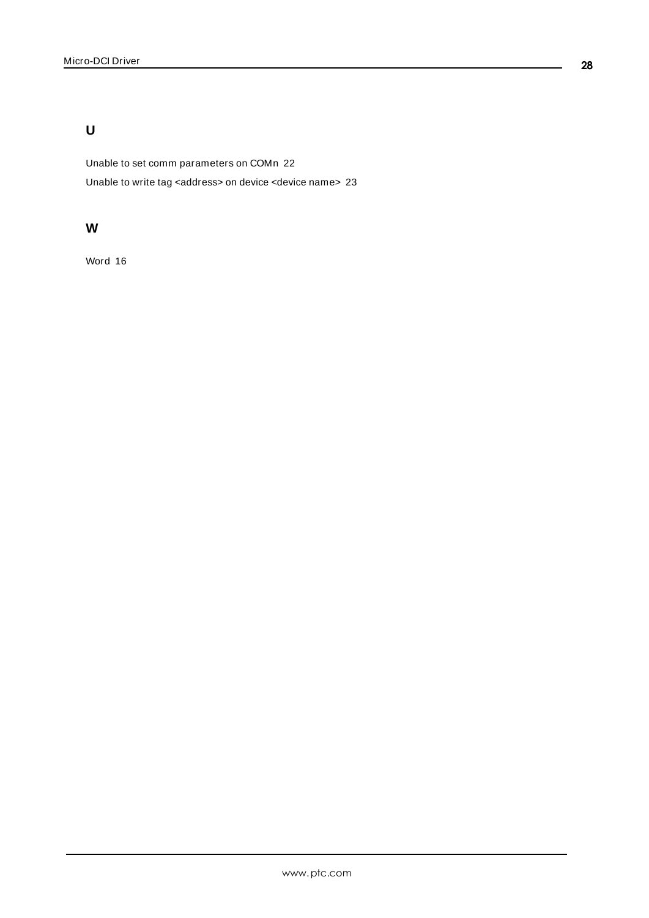## U

Unable to set comm parameters on COMn 22

Unable to write tag <address> on device <device name> 23

## W

Word 16